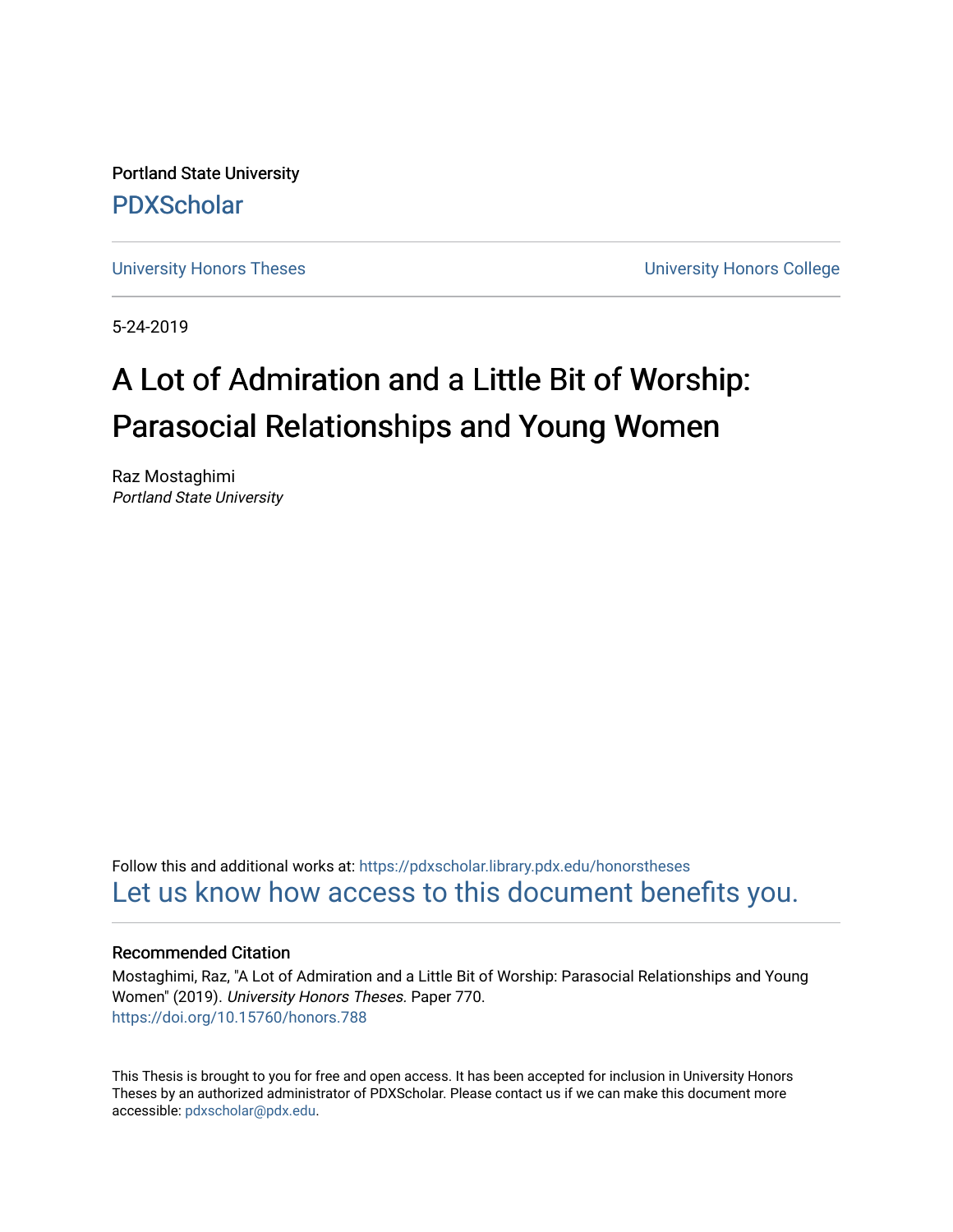Portland State University

PDXScholar

University Honors Theses | University Honors College

5-24-2019

# A Lot of Admiration and a Little Bit of Worship: Parasocial Relationships and Young Women

Raz Mostaghimi
*Portland State University*

Follow this and additional works at: https://pdxscholar.library.pdx.edu/honorstheses

Let us know how access to this document benefits you.

### Recommended Citation

Mostaghimi, Raz, "A Lot of Admiration and a Little Bit of Worship: Parasocial Relationships and Young Women" (2019). *University Honors Theses.* Paper 770.
https://doi.org/10.15760/honors.788

This Thesis is brought to you for free and open access. It has been accepted for inclusion in University Honors Theses by an authorized administrator of PDXScholar. Please contact us if we can make this document more accessible: pdxscholar@pdx.edu.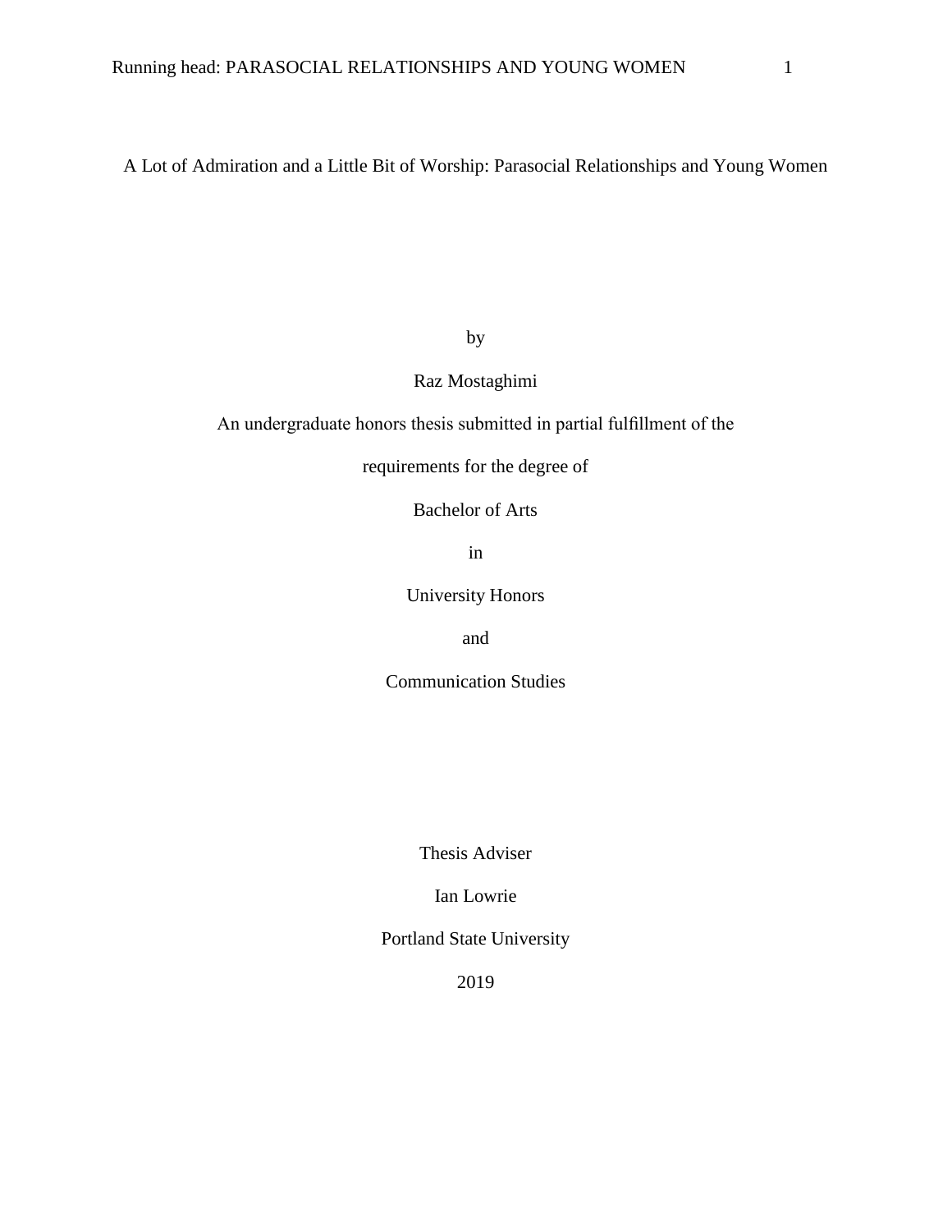# A Lot of Admiration and a Little Bit of Worship: Parasocial Relationships and Young Women

by

Raz Mostaghimi

An undergraduate honors thesis submitted in partial fulfillment of the

requirements for the degree of

Bachelor of Arts

in

University Honors

and

Communication Studies

Thesis Adviser

Ian Lowrie

Portland State University

2019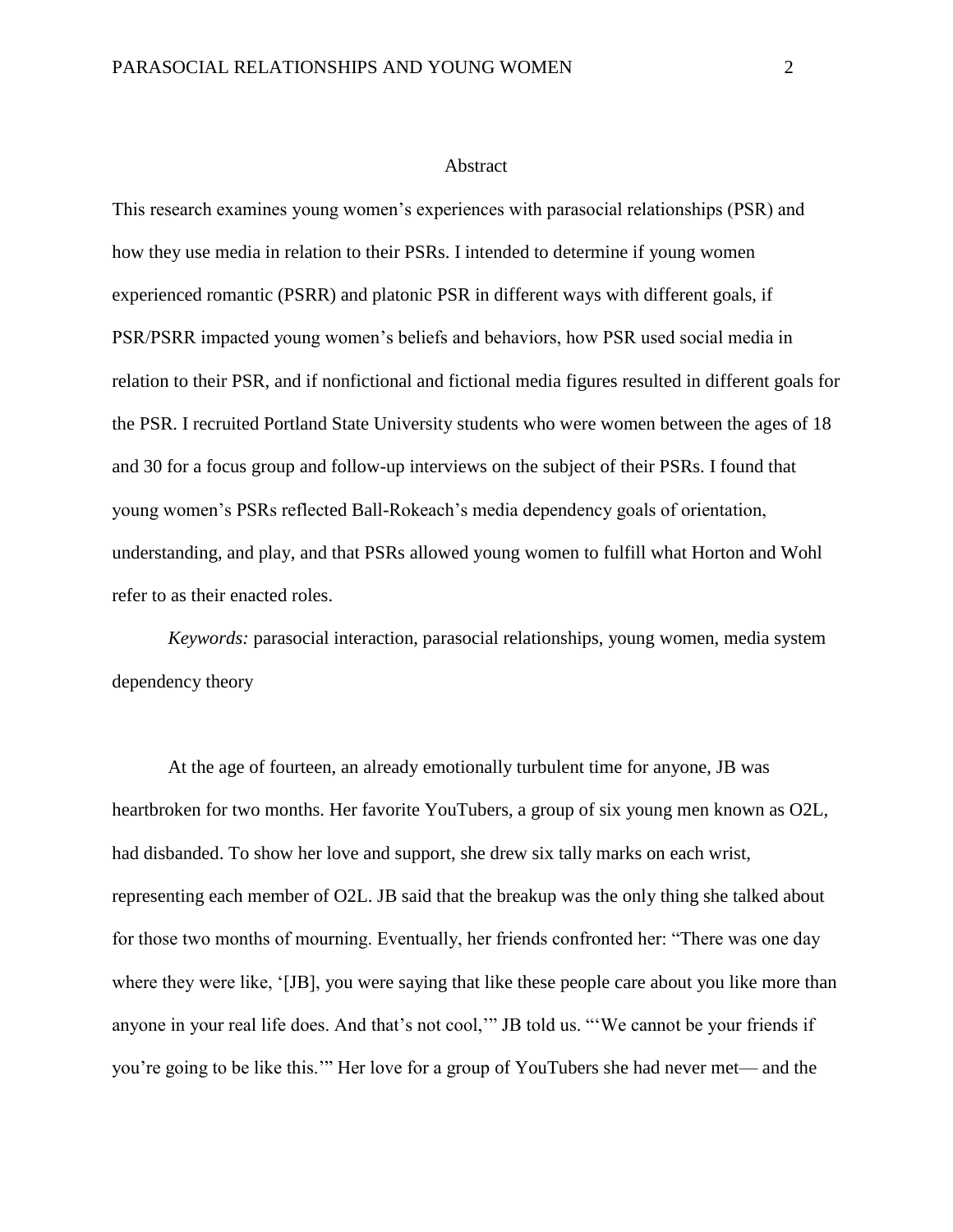## Abstract

This research examines young women's experiences with parasocial relationships (PSR) and how they use media in relation to their PSRs. I intended to determine if young women experienced romantic (PSRR) and platonic PSR in different ways with different goals, if PSR/PSRR impacted young women's beliefs and behaviors, how PSR used social media in relation to their PSR, and if nonfictional and fictional media figures resulted in different goals for the PSR. I recruited Portland State University students who were women between the ages of 18 and 30 for a focus group and follow-up interviews on the subject of their PSRs. I found that young women's PSRs reflected Ball-Rokeach's media dependency goals of orientation, understanding, and play, and that PSRs allowed young women to fulfill what Horton and Wohl refer to as their enacted roles.

*Keywords:* parasocial interaction, parasocial relationships, young women, media system dependency theory

At the age of fourteen, an already emotionally turbulent time for anyone, JB was heartbroken for two months. Her favorite YouTubers, a group of six young men known as O2L, had disbanded. To show her love and support, she drew six tally marks on each wrist, representing each member of O2L. JB said that the breakup was the only thing she talked about for those two months of mourning. Eventually, her friends confronted her: "There was one day where they were like, '[JB], you were saying that like these people care about you like more than anyone in your real life does. And that's not cool,'" JB told us. "'We cannot be your friends if you're going to be like this.'" Her love for a group of YouTubers she had never met— and the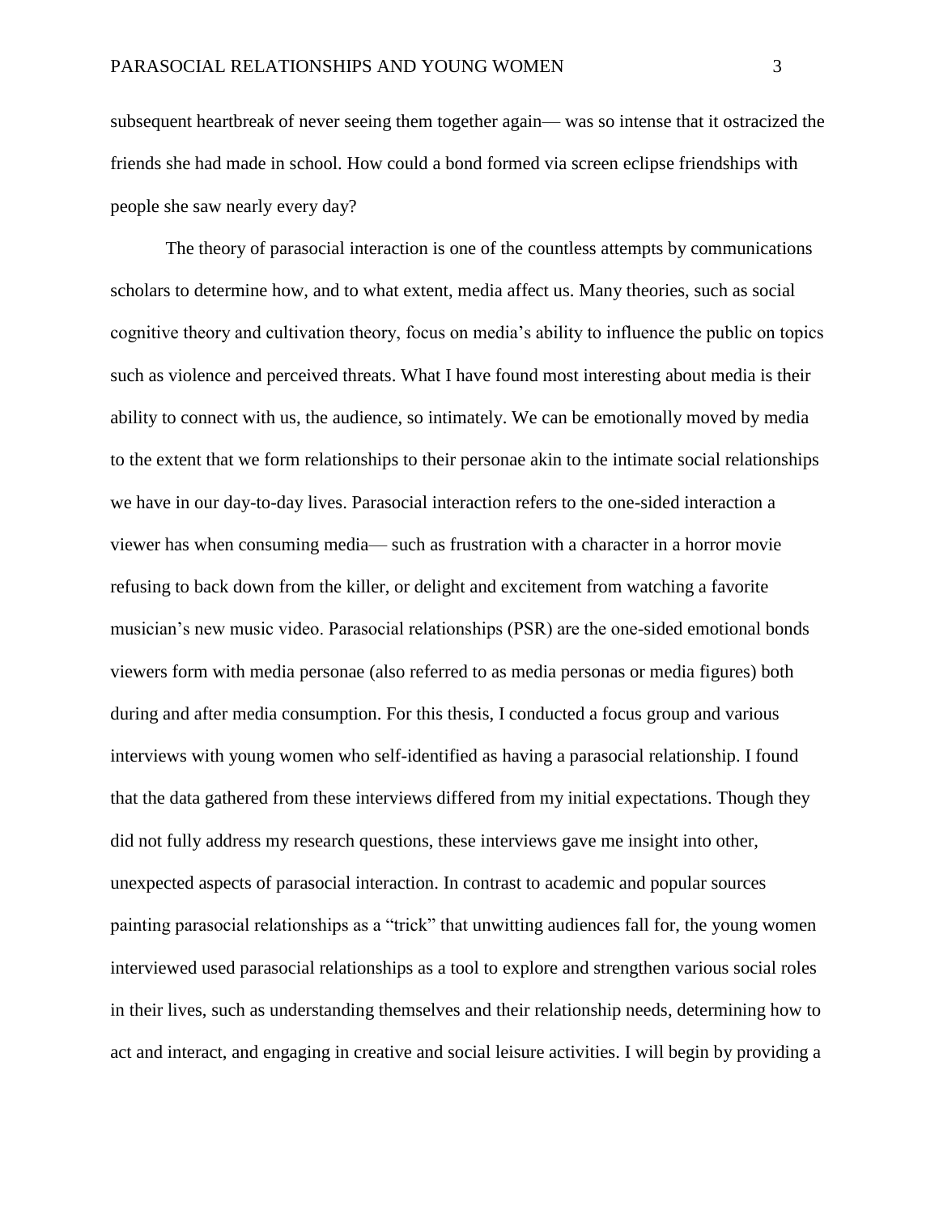subsequent heartbreak of never seeing them together again— was so intense that it ostracized the friends she had made in school. How could a bond formed via screen eclipse friendships with people she saw nearly every day?

The theory of parasocial interaction is one of the countless attempts by communications scholars to determine how, and to what extent, media affect us. Many theories, such as social cognitive theory and cultivation theory, focus on media's ability to influence the public on topics such as violence and perceived threats. What I have found most interesting about media is their ability to connect with us, the audience, so intimately. We can be emotionally moved by media to the extent that we form relationships to their personae akin to the intimate social relationships we have in our day-to-day lives. Parasocial interaction refers to the one-sided interaction a viewer has when consuming media— such as frustration with a character in a horror movie refusing to back down from the killer, or delight and excitement from watching a favorite musician's new music video. Parasocial relationships (PSR) are the one-sided emotional bonds viewers form with media personae (also referred to as media personas or media figures) both during and after media consumption. For this thesis, I conducted a focus group and various interviews with young women who self-identified as having a parasocial relationship. I found that the data gathered from these interviews differed from my initial expectations. Though they did not fully address my research questions, these interviews gave me insight into other, unexpected aspects of parasocial interaction. In contrast to academic and popular sources painting parasocial relationships as a "trick" that unwitting audiences fall for, the young women interviewed used parasocial relationships as a tool to explore and strengthen various social roles in their lives, such as understanding themselves and their relationship needs, determining how to act and interact, and engaging in creative and social leisure activities. I will begin by providing a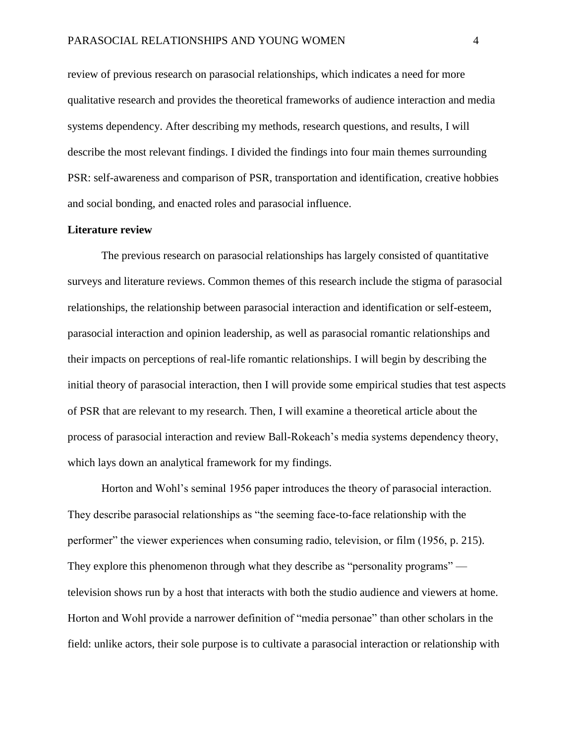review of previous research on parasocial relationships, which indicates a need for more qualitative research and provides the theoretical frameworks of audience interaction and media systems dependency. After describing my methods, research questions, and results, I will describe the most relevant findings. I divided the findings into four main themes surrounding PSR: self-awareness and comparison of PSR, transportation and identification, creative hobbies and social bonding, and enacted roles and parasocial influence.

## Literature review

The previous research on parasocial relationships has largely consisted of quantitative surveys and literature reviews. Common themes of this research include the stigma of parasocial relationships, the relationship between parasocial interaction and identification or self-esteem, parasocial interaction and opinion leadership, as well as parasocial romantic relationships and their impacts on perceptions of real-life romantic relationships. I will begin by describing the initial theory of parasocial interaction, then I will provide some empirical studies that test aspects of PSR that are relevant to my research. Then, I will examine a theoretical article about the process of parasocial interaction and review Ball-Rokeach's media systems dependency theory, which lays down an analytical framework for my findings.

Horton and Wohl's seminal 1956 paper introduces the theory of parasocial interaction. They describe parasocial relationships as "the seeming face-to-face relationship with the performer" the viewer experiences when consuming radio, television, or film (1956, p. 215). They explore this phenomenon through what they describe as "personality programs" — television shows run by a host that interacts with both the studio audience and viewers at home. Horton and Wohl provide a narrower definition of "media personae" than other scholars in the field: unlike actors, their sole purpose is to cultivate a parasocial interaction or relationship with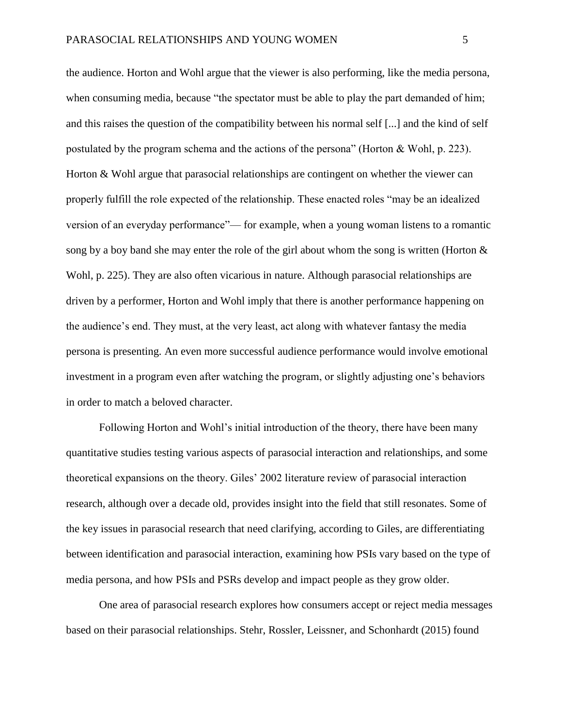the audience. Horton and Wohl argue that the viewer is also performing, like the media persona, when consuming media, because "the spectator must be able to play the part demanded of him; and this raises the question of the compatibility between his normal self [...] and the kind of self postulated by the program schema and the actions of the persona" (Horton & Wohl, p. 223). Horton & Wohl argue that parasocial relationships are contingent on whether the viewer can properly fulfill the role expected of the relationship. These enacted roles "may be an idealized version of an everyday performance"— for example, when a young woman listens to a romantic song by a boy band she may enter the role of the girl about whom the song is written (Horton & Wohl, p. 225). They are also often vicarious in nature. Although parasocial relationships are driven by a performer, Horton and Wohl imply that there is another performance happening on the audience's end. They must, at the very least, act along with whatever fantasy the media persona is presenting. An even more successful audience performance would involve emotional investment in a program even after watching the program, or slightly adjusting one's behaviors in order to match a beloved character.

Following Horton and Wohl's initial introduction of the theory, there have been many quantitative studies testing various aspects of parasocial interaction and relationships, and some theoretical expansions on the theory. Giles' 2002 literature review of parasocial interaction research, although over a decade old, provides insight into the field that still resonates. Some of the key issues in parasocial research that need clarifying, according to Giles, are differentiating between identification and parasocial interaction, examining how PSIs vary based on the type of media persona, and how PSIs and PSRs develop and impact people as they grow older.

One area of parasocial research explores how consumers accept or reject media messages based on their parasocial relationships. Stehr, Rossler, Leissner, and Schonhardt (2015) found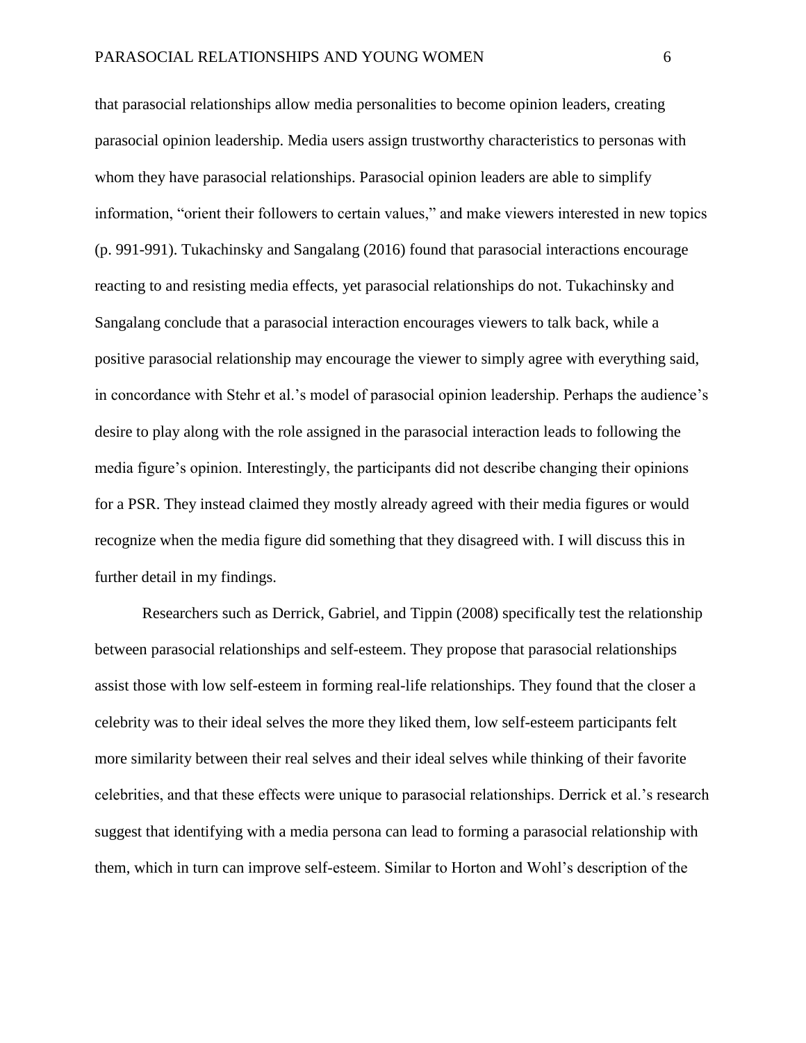that parasocial relationships allow media personalities to become opinion leaders, creating parasocial opinion leadership. Media users assign trustworthy characteristics to personas with whom they have parasocial relationships. Parasocial opinion leaders are able to simplify information, "orient their followers to certain values," and make viewers interested in new topics (p. 991-991). Tukachinsky and Sangalang (2016) found that parasocial interactions encourage reacting to and resisting media effects, yet parasocial relationships do not. Tukachinsky and Sangalang conclude that a parasocial interaction encourages viewers to talk back, while a positive parasocial relationship may encourage the viewer to simply agree with everything said, in concordance with Stehr et al.'s model of parasocial opinion leadership. Perhaps the audience's desire to play along with the role assigned in the parasocial interaction leads to following the media figure's opinion. Interestingly, the participants did not describe changing their opinions for a PSR. They instead claimed they mostly already agreed with their media figures or would recognize when the media figure did something that they disagreed with. I will discuss this in further detail in my findings.

Researchers such as Derrick, Gabriel, and Tippin (2008) specifically test the relationship between parasocial relationships and self-esteem. They propose that parasocial relationships assist those with low self-esteem in forming real-life relationships. They found that the closer a celebrity was to their ideal selves the more they liked them, low self-esteem participants felt more similarity between their real selves and their ideal selves while thinking of their favorite celebrities, and that these effects were unique to parasocial relationships. Derrick et al.'s research suggest that identifying with a media persona can lead to forming a parasocial relationship with them, which in turn can improve self-esteem. Similar to Horton and Wohl's description of the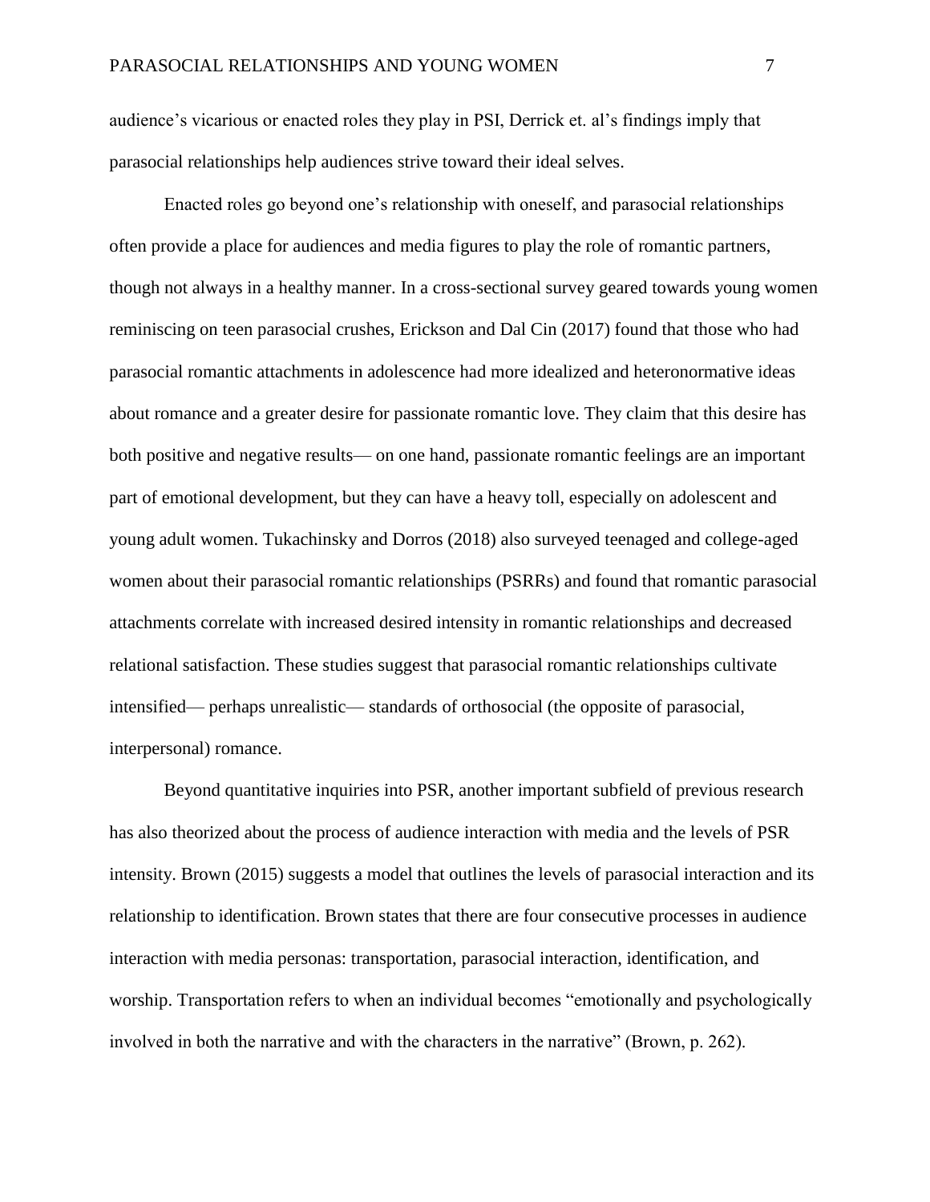audience's vicarious or enacted roles they play in PSI, Derrick et. al's findings imply that parasocial relationships help audiences strive toward their ideal selves.

Enacted roles go beyond one's relationship with oneself, and parasocial relationships often provide a place for audiences and media figures to play the role of romantic partners, though not always in a healthy manner. In a cross-sectional survey geared towards young women reminiscing on teen parasocial crushes, Erickson and Dal Cin (2017) found that those who had parasocial romantic attachments in adolescence had more idealized and heteronormative ideas about romance and a greater desire for passionate romantic love. They claim that this desire has both positive and negative results— on one hand, passionate romantic feelings are an important part of emotional development, but they can have a heavy toll, especially on adolescent and young adult women. Tukachinsky and Dorros (2018) also surveyed teenaged and college-aged women about their parasocial romantic relationships (PSRRs) and found that romantic parasocial attachments correlate with increased desired intensity in romantic relationships and decreased relational satisfaction. These studies suggest that parasocial romantic relationships cultivate intensified— perhaps unrealistic— standards of orthosocial (the opposite of parasocial, interpersonal) romance.

Beyond quantitative inquiries into PSR, another important subfield of previous research has also theorized about the process of audience interaction with media and the levels of PSR intensity. Brown (2015) suggests a model that outlines the levels of parasocial interaction and its relationship to identification. Brown states that there are four consecutive processes in audience interaction with media personas: transportation, parasocial interaction, identification, and worship. Transportation refers to when an individual becomes "emotionally and psychologically involved in both the narrative and with the characters in the narrative" (Brown, p. 262).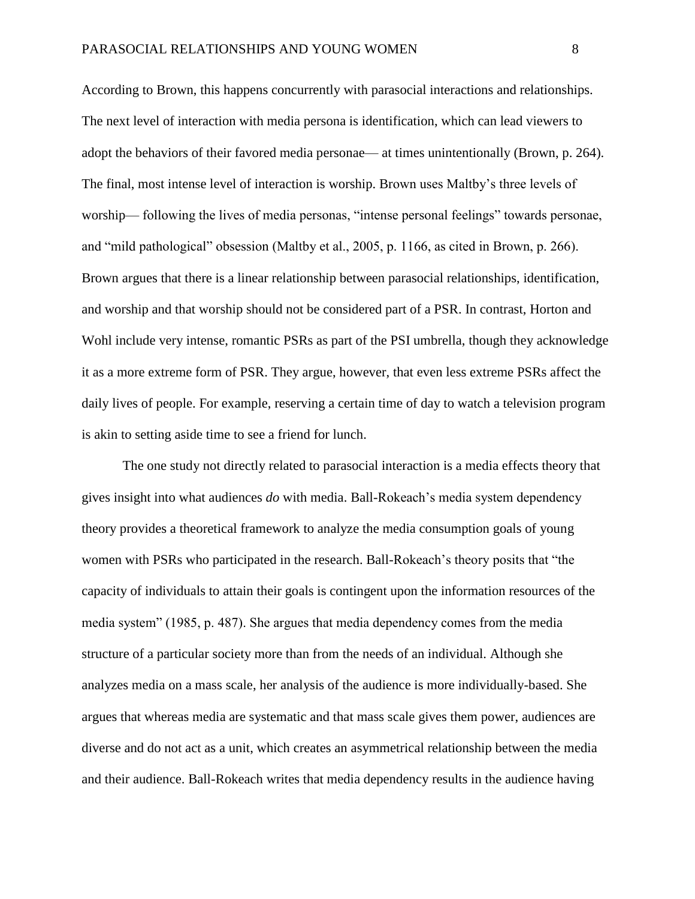According to Brown, this happens concurrently with parasocial interactions and relationships. The next level of interaction with media persona is identification, which can lead viewers to adopt the behaviors of their favored media personae— at times unintentionally (Brown, p. 264). The final, most intense level of interaction is worship. Brown uses Maltby's three levels of worship— following the lives of media personas, "intense personal feelings" towards personae, and "mild pathological" obsession (Maltby et al., 2005, p. 1166, as cited in Brown, p. 266). Brown argues that there is a linear relationship between parasocial relationships, identification, and worship and that worship should not be considered part of a PSR. In contrast, Horton and Wohl include very intense, romantic PSRs as part of the PSI umbrella, though they acknowledge it as a more extreme form of PSR. They argue, however, that even less extreme PSRs affect the daily lives of people. For example, reserving a certain time of day to watch a television program is akin to setting aside time to see a friend for lunch.

The one study not directly related to parasocial interaction is a media effects theory that gives insight into what audiences *do* with media. Ball-Rokeach's media system dependency theory provides a theoretical framework to analyze the media consumption goals of young women with PSRs who participated in the research. Ball-Rokeach's theory posits that "the capacity of individuals to attain their goals is contingent upon the information resources of the media system" (1985, p. 487). She argues that media dependency comes from the media structure of a particular society more than from the needs of an individual. Although she analyzes media on a mass scale, her analysis of the audience is more individually-based. She argues that whereas media are systematic and that mass scale gives them power, audiences are diverse and do not act as a unit, which creates an asymmetrical relationship between the media and their audience. Ball-Rokeach writes that media dependency results in the audience having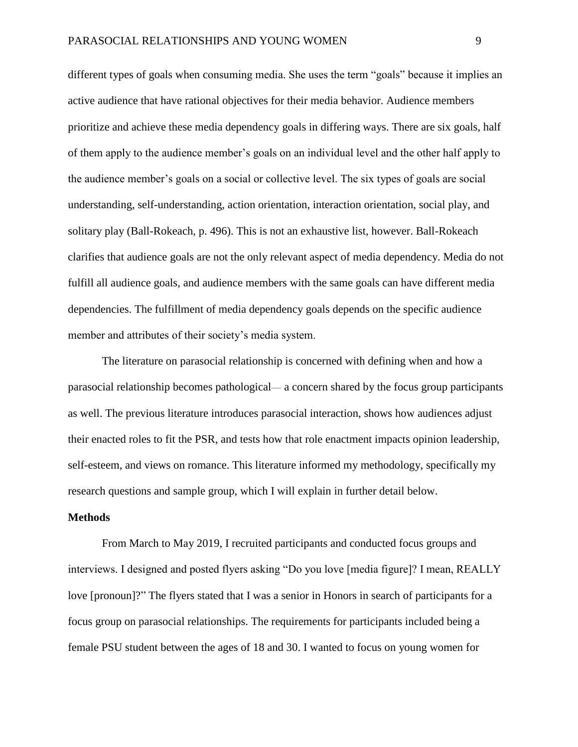different types of goals when consuming media. She uses the term "goals" because it implies an active audience that have rational objectives for their media behavior. Audience members prioritize and achieve these media dependency goals in differing ways. There are six goals, half of them apply to the audience member's goals on an individual level and the other half apply to the audience member's goals on a social or collective level. The six types of goals are social understanding, self-understanding, action orientation, interaction orientation, social play, and solitary play (Ball-Rokeach, p. 496). This is not an exhaustive list, however. Ball-Rokeach clarifies that audience goals are not the only relevant aspect of media dependency. Media do not fulfill all audience goals, and audience members with the same goals can have different media dependencies. The fulfillment of media dependency goals depends on the specific audience member and attributes of their society's media system.

The literature on parasocial relationship is concerned with defining when and how a parasocial relationship becomes pathological— a concern shared by the focus group participants as well. The previous literature introduces parasocial interaction, shows how audiences adjust their enacted roles to fit the PSR, and tests how that role enactment impacts opinion leadership, self-esteem, and views on romance. This literature informed my methodology, specifically my research questions and sample group, which I will explain in further detail below.

## Methods

From March to May 2019, I recruited participants and conducted focus groups and interviews. I designed and posted flyers asking "Do you love [media figure]? I mean, REALLY love [pronoun]?" The flyers stated that I was a senior in Honors in search of participants for a focus group on parasocial relationships. The requirements for participants included being a female PSU student between the ages of 18 and 30. I wanted to focus on young women for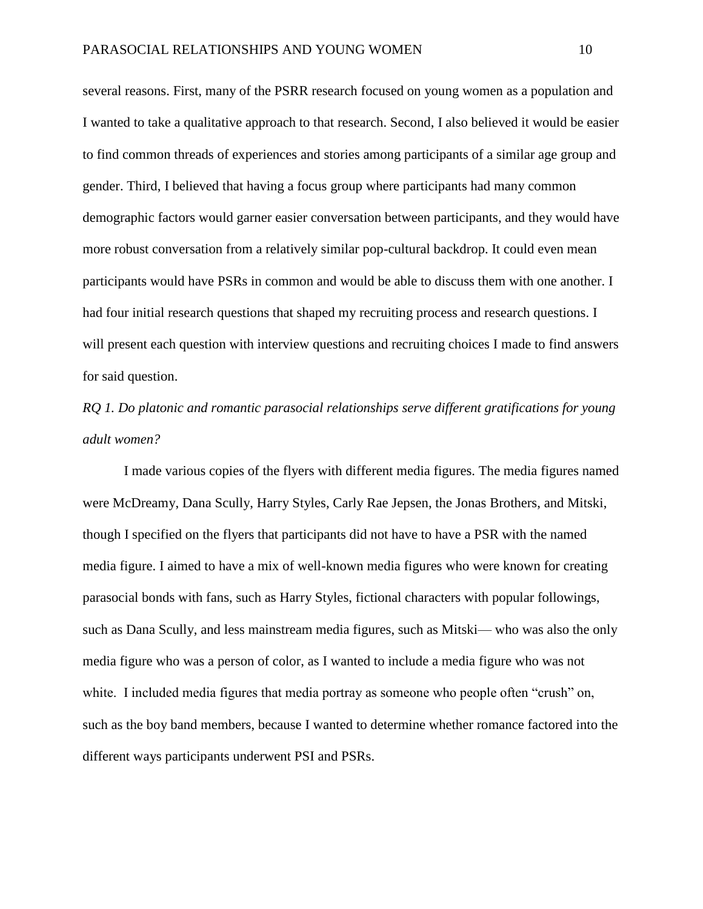several reasons. First, many of the PSRR research focused on young women as a population and I wanted to take a qualitative approach to that research. Second, I also believed it would be easier to find common threads of experiences and stories among participants of a similar age group and gender. Third, I believed that having a focus group where participants had many common demographic factors would garner easier conversation between participants, and they would have more robust conversation from a relatively similar pop-cultural backdrop. It could even mean participants would have PSRs in common and would be able to discuss them with one another. I had four initial research questions that shaped my recruiting process and research questions. I will present each question with interview questions and recruiting choices I made to find answers for said question.

*RQ 1. Do platonic and romantic parasocial relationships serve different gratifications for young adult women?*

I made various copies of the flyers with different media figures. The media figures named were McDreamy, Dana Scully, Harry Styles, Carly Rae Jepsen, the Jonas Brothers, and Mitski, though I specified on the flyers that participants did not have to have a PSR with the named media figure. I aimed to have a mix of well-known media figures who were known for creating parasocial bonds with fans, such as Harry Styles, fictional characters with popular followings, such as Dana Scully, and less mainstream media figures, such as Mitski— who was also the only media figure who was a person of color, as I wanted to include a media figure who was not white. I included media figures that media portray as someone who people often "crush" on, such as the boy band members, because I wanted to determine whether romance factored into the different ways participants underwent PSI and PSRs.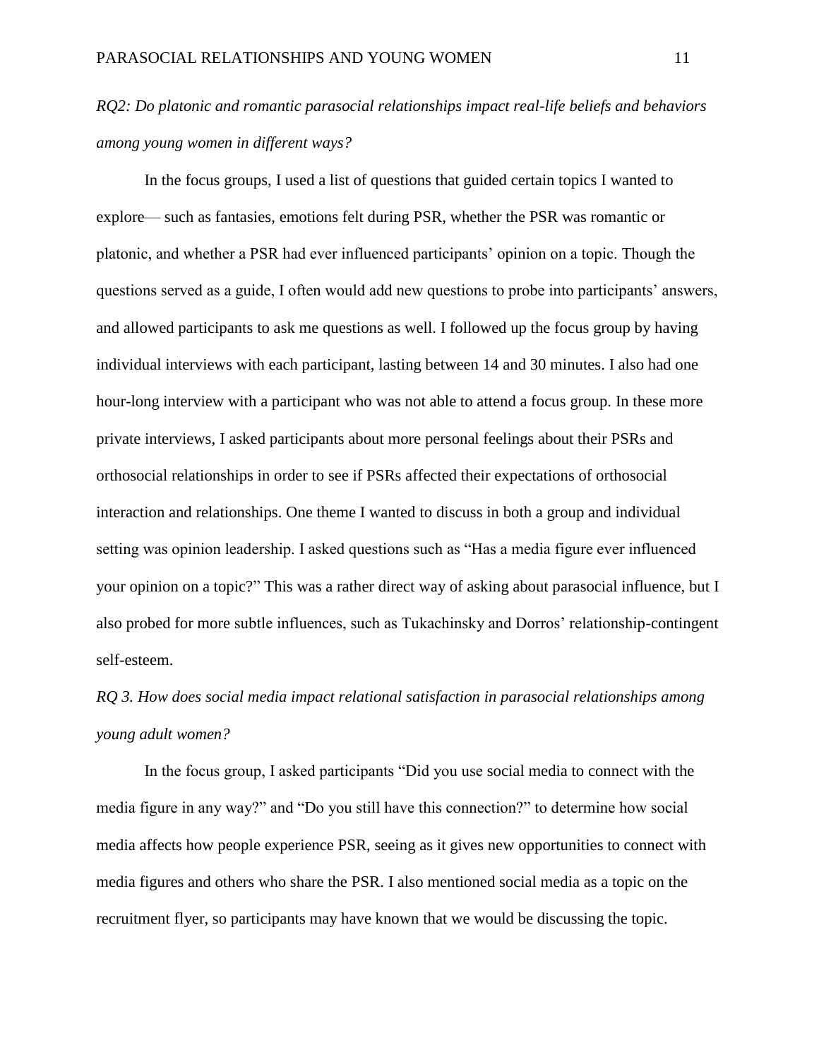*RQ2: Do platonic and romantic parasocial relationships impact real-life beliefs and behaviors among young women in different ways?*

In the focus groups, I used a list of questions that guided certain topics I wanted to explore— such as fantasies, emotions felt during PSR, whether the PSR was romantic or platonic, and whether a PSR had ever influenced participants' opinion on a topic. Though the questions served as a guide, I often would add new questions to probe into participants' answers, and allowed participants to ask me questions as well. I followed up the focus group by having individual interviews with each participant, lasting between 14 and 30 minutes. I also had one hour-long interview with a participant who was not able to attend a focus group. In these more private interviews, I asked participants about more personal feelings about their PSRs and orthosocial relationships in order to see if PSRs affected their expectations of orthosocial interaction and relationships. One theme I wanted to discuss in both a group and individual setting was opinion leadership. I asked questions such as "Has a media figure ever influenced your opinion on a topic?" This was a rather direct way of asking about parasocial influence, but I also probed for more subtle influences, such as Tukachinsky and Dorros' relationship-contingent self-esteem.

*RQ 3. How does social media impact relational satisfaction in parasocial relationships among young adult women?*

In the focus group, I asked participants "Did you use social media to connect with the media figure in any way?" and "Do you still have this connection?" to determine how social media affects how people experience PSR, seeing as it gives new opportunities to connect with media figures and others who share the PSR. I also mentioned social media as a topic on the recruitment flyer, so participants may have known that we would be discussing the topic.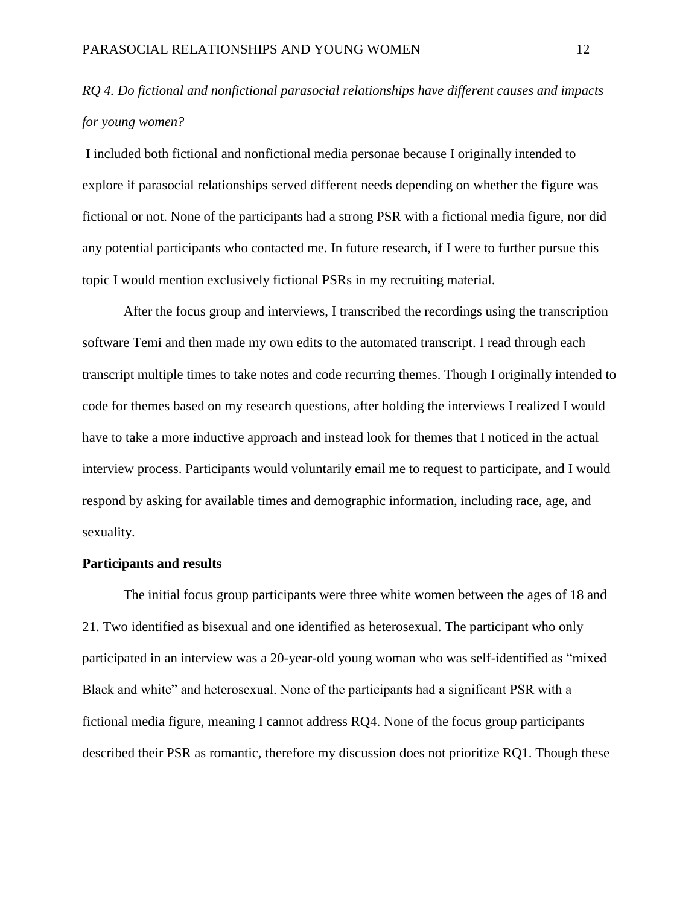*RQ 4. Do fictional and nonfictional parasocial relationships have different causes and impacts for young women?*

I included both fictional and nonfictional media personae because I originally intended to explore if parasocial relationships served different needs depending on whether the figure was fictional or not. None of the participants had a strong PSR with a fictional media figure, nor did any potential participants who contacted me. In future research, if I were to further pursue this topic I would mention exclusively fictional PSRs in my recruiting material.

After the focus group and interviews, I transcribed the recordings using the transcription software Temi and then made my own edits to the automated transcript. I read through each transcript multiple times to take notes and code recurring themes. Though I originally intended to code for themes based on my research questions, after holding the interviews I realized I would have to take a more inductive approach and instead look for themes that I noticed in the actual interview process. Participants would voluntarily email me to request to participate, and I would respond by asking for available times and demographic information, including race, age, and sexuality.

**Participants and results**

The initial focus group participants were three white women between the ages of 18 and 21. Two identified as bisexual and one identified as heterosexual. The participant who only participated in an interview was a 20-year-old young woman who was self-identified as "mixed Black and white" and heterosexual. None of the participants had a significant PSR with a fictional media figure, meaning I cannot address RQ4. None of the focus group participants described their PSR as romantic, therefore my discussion does not prioritize RQ1. Though these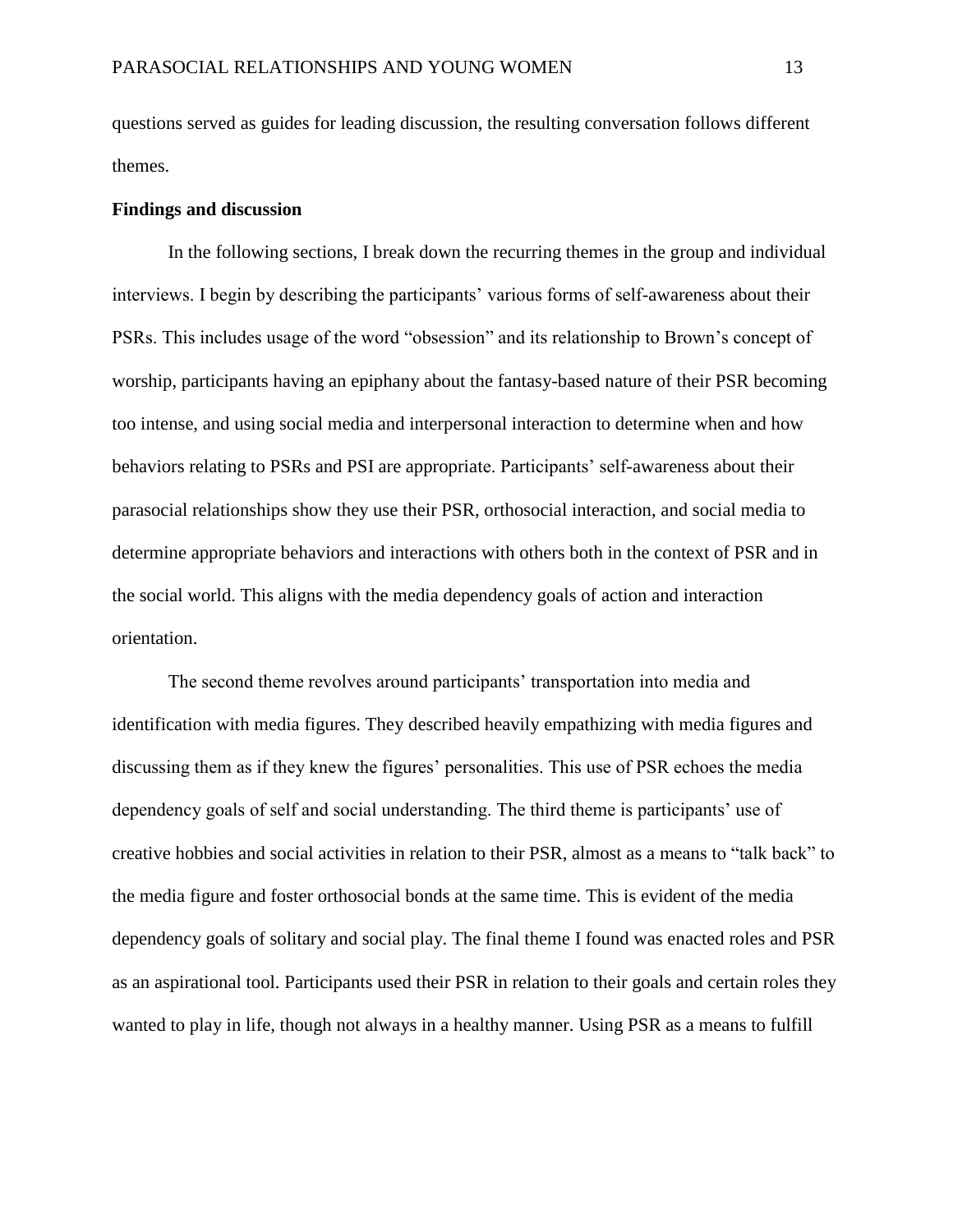questions served as guides for leading discussion, the resulting conversation follows different themes.

**Findings and discussion**

In the following sections, I break down the recurring themes in the group and individual interviews. I begin by describing the participants' various forms of self-awareness about their PSRs. This includes usage of the word "obsession" and its relationship to Brown's concept of worship, participants having an epiphany about the fantasy-based nature of their PSR becoming too intense, and using social media and interpersonal interaction to determine when and how behaviors relating to PSRs and PSI are appropriate. Participants' self-awareness about their parasocial relationships show they use their PSR, orthosocial interaction, and social media to determine appropriate behaviors and interactions with others both in the context of PSR and in the social world. This aligns with the media dependency goals of action and interaction orientation.

The second theme revolves around participants' transportation into media and identification with media figures. They described heavily empathizing with media figures and discussing them as if they knew the figures' personalities. This use of PSR echoes the media dependency goals of self and social understanding. The third theme is participants' use of creative hobbies and social activities in relation to their PSR, almost as a means to "talk back" to the media figure and foster orthosocial bonds at the same time. This is evident of the media dependency goals of solitary and social play. The final theme I found was enacted roles and PSR as an aspirational tool. Participants used their PSR in relation to their goals and certain roles they wanted to play in life, though not always in a healthy manner. Using PSR as a means to fulfill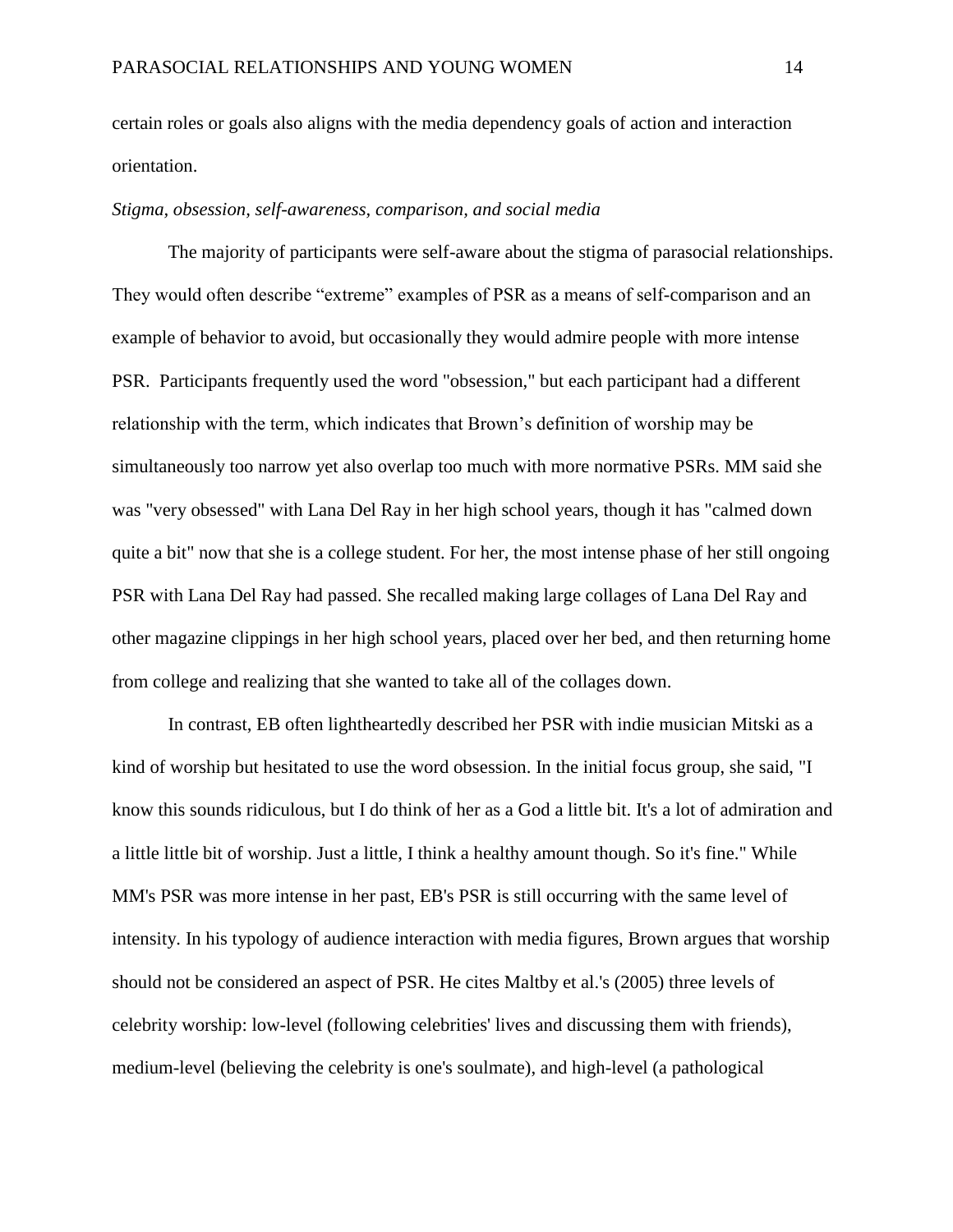certain roles or goals also aligns with the media dependency goals of action and interaction orientation.

*Stigma, obsession, self-awareness, comparison, and social media*

The majority of participants were self-aware about the stigma of parasocial relationships. They would often describe “extreme” examples of PSR as a means of self-comparison and an example of behavior to avoid, but occasionally they would admire people with more intense PSR. Participants frequently used the word "obsession," but each participant had a different relationship with the term, which indicates that Brown’s definition of worship may be simultaneously too narrow yet also overlap too much with more normative PSRs. MM said she was "very obsessed" with Lana Del Ray in her high school years, though it has "calmed down quite a bit" now that she is a college student. For her, the most intense phase of her still ongoing PSR with Lana Del Ray had passed. She recalled making large collages of Lana Del Ray and other magazine clippings in her high school years, placed over her bed, and then returning home from college and realizing that she wanted to take all of the collages down.

In contrast, EB often lightheartedly described her PSR with indie musician Mitski as a kind of worship but hesitated to use the word obsession. In the initial focus group, she said, "I know this sounds ridiculous, but I do think of her as a God a little bit. It's a lot of admiration and a little little bit of worship. Just a little, I think a healthy amount though. So it's fine." While MM's PSR was more intense in her past, EB's PSR is still occurring with the same level of intensity. In his typology of audience interaction with media figures, Brown argues that worship should not be considered an aspect of PSR. He cites Maltby et al.'s (2005) three levels of celebrity worship: low-level (following celebrities' lives and discussing them with friends), medium-level (believing the celebrity is one's soulmate), and high-level (a pathological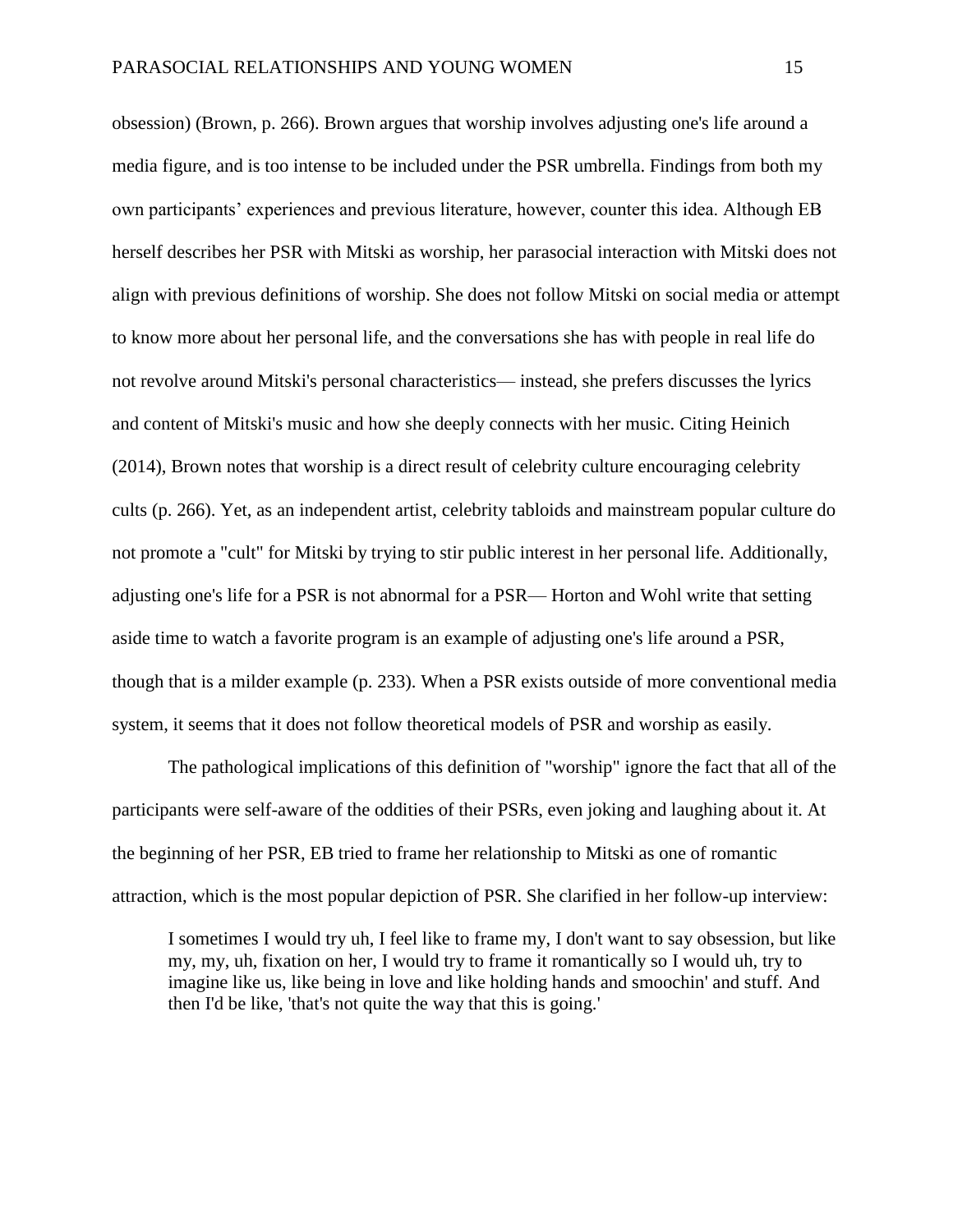obsession) (Brown, p. 266). Brown argues that worship involves adjusting one's life around a media figure, and is too intense to be included under the PSR umbrella. Findings from both my own participants' experiences and previous literature, however, counter this idea. Although EB herself describes her PSR with Mitski as worship, her parasocial interaction with Mitski does not align with previous definitions of worship. She does not follow Mitski on social media or attempt to know more about her personal life, and the conversations she has with people in real life do not revolve around Mitski's personal characteristics— instead, she prefers discusses the lyrics and content of Mitski's music and how she deeply connects with her music. Citing Heinich (2014), Brown notes that worship is a direct result of celebrity culture encouraging celebrity cults (p. 266). Yet, as an independent artist, celebrity tabloids and mainstream popular culture do not promote a "cult" for Mitski by trying to stir public interest in her personal life. Additionally, adjusting one's life for a PSR is not abnormal for a PSR— Horton and Wohl write that setting aside time to watch a favorite program is an example of adjusting one's life around a PSR, though that is a milder example (p. 233). When a PSR exists outside of more conventional media system, it seems that it does not follow theoretical models of PSR and worship as easily.

The pathological implications of this definition of "worship" ignore the fact that all of the participants were self-aware of the oddities of their PSRs, even joking and laughing about it. At the beginning of her PSR, EB tried to frame her relationship to Mitski as one of romantic attraction, which is the most popular depiction of PSR. She clarified in her follow-up interview:

> I sometimes I would try uh, I feel like to frame my, I don't want to say obsession, but like my, my, uh, fixation on her, I would try to frame it romantically so I would uh, try to imagine like us, like being in love and like holding hands and smoochin' and stuff. And then I'd be like, 'that's not quite the way that this is going.'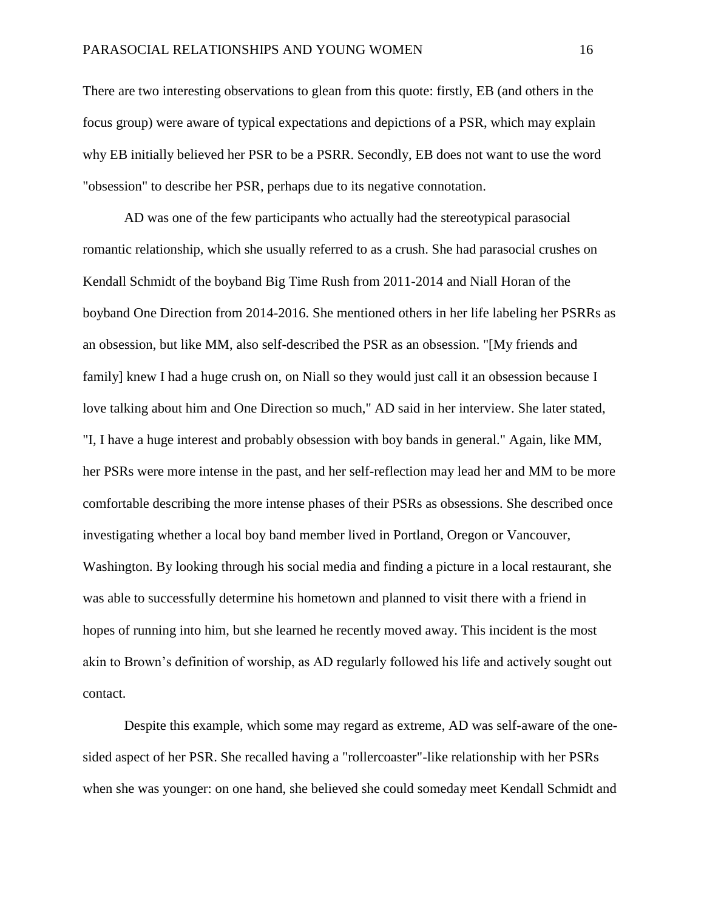There are two interesting observations to glean from this quote: firstly, EB (and others in the focus group) were aware of typical expectations and depictions of a PSR, which may explain why EB initially believed her PSR to be a PSRR. Secondly, EB does not want to use the word "obsession" to describe her PSR, perhaps due to its negative connotation.

AD was one of the few participants who actually had the stereotypical parasocial romantic relationship, which she usually referred to as a crush. She had parasocial crushes on Kendall Schmidt of the boyband Big Time Rush from 2011-2014 and Niall Horan of the boyband One Direction from 2014-2016. She mentioned others in her life labeling her PSRRs as an obsession, but like MM, also self-described the PSR as an obsession. "[My friends and family] knew I had a huge crush on, on Niall so they would just call it an obsession because I love talking about him and One Direction so much," AD said in her interview. She later stated, "I, I have a huge interest and probably obsession with boy bands in general." Again, like MM, her PSRs were more intense in the past, and her self-reflection may lead her and MM to be more comfortable describing the more intense phases of their PSRs as obsessions. She described once investigating whether a local boy band member lived in Portland, Oregon or Vancouver, Washington. By looking through his social media and finding a picture in a local restaurant, she was able to successfully determine his hometown and planned to visit there with a friend in hopes of running into him, but she learned he recently moved away. This incident is the most akin to Brown's definition of worship, as AD regularly followed his life and actively sought out contact.

Despite this example, which some may regard as extreme, AD was self-aware of the one-sided aspect of her PSR. She recalled having a "rollercoaster"-like relationship with her PSRs when she was younger: on one hand, she believed she could someday meet Kendall Schmidt and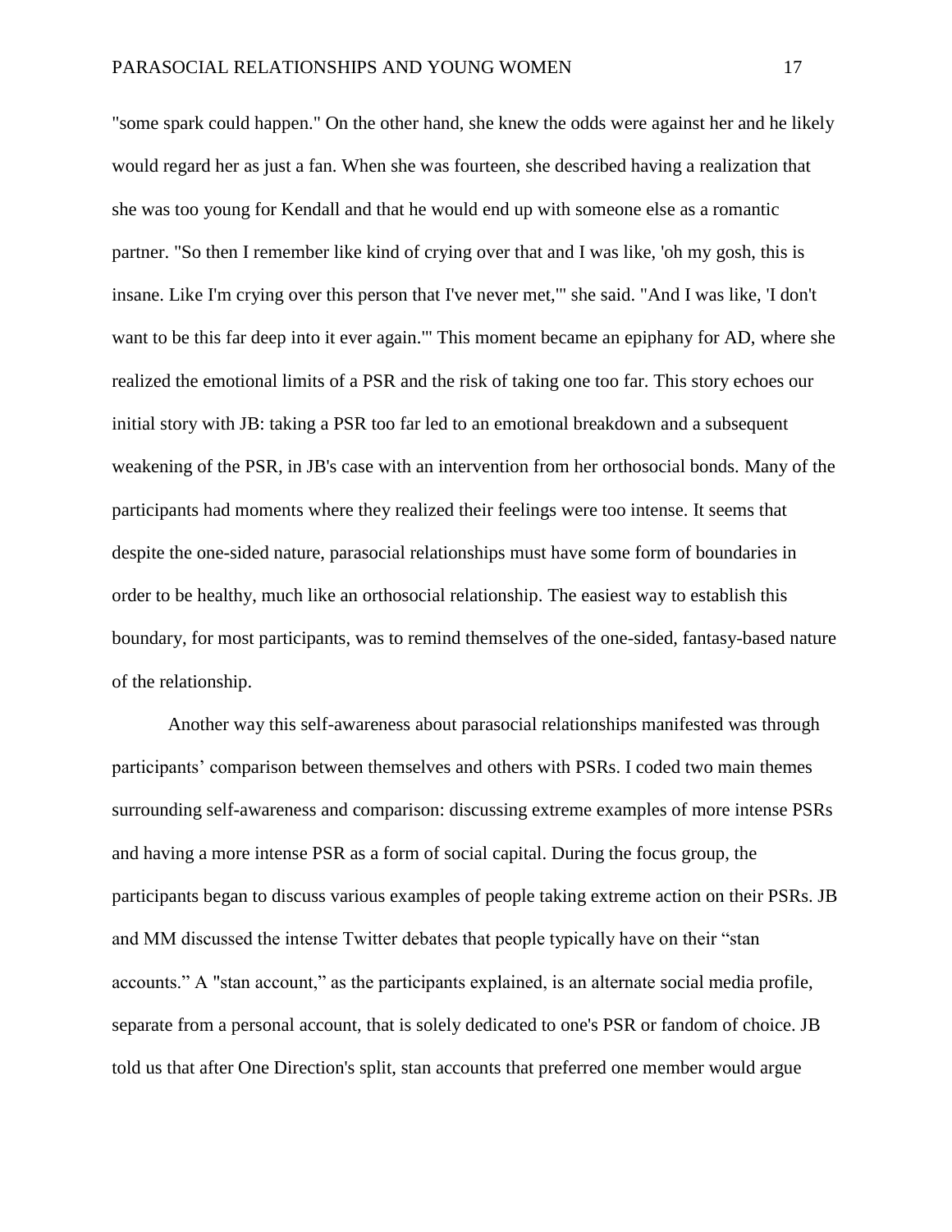"some spark could happen." On the other hand, she knew the odds were against her and he likely would regard her as just a fan. When she was fourteen, she described having a realization that she was too young for Kendall and that he would end up with someone else as a romantic partner. "So then I remember like kind of crying over that and I was like, 'oh my gosh, this is insane. Like I'm crying over this person that I've never met,'" she said. "And I was like, 'I don't want to be this far deep into it ever again.'" This moment became an epiphany for AD, where she realized the emotional limits of a PSR and the risk of taking one too far. This story echoes our initial story with JB: taking a PSR too far led to an emotional breakdown and a subsequent weakening of the PSR, in JB's case with an intervention from her orthosocial bonds. Many of the participants had moments where they realized their feelings were too intense. It seems that despite the one-sided nature, parasocial relationships must have some form of boundaries in order to be healthy, much like an orthosocial relationship. The easiest way to establish this boundary, for most participants, was to remind themselves of the one-sided, fantasy-based nature of the relationship.

Another way this self-awareness about parasocial relationships manifested was through participants' comparison between themselves and others with PSRs. I coded two main themes surrounding self-awareness and comparison: discussing extreme examples of more intense PSRs and having a more intense PSR as a form of social capital. During the focus group, the participants began to discuss various examples of people taking extreme action on their PSRs. JB and MM discussed the intense Twitter debates that people typically have on their "stan accounts." A "stan account," as the participants explained, is an alternate social media profile, separate from a personal account, that is solely dedicated to one's PSR or fandom of choice. JB told us that after One Direction's split, stan accounts that preferred one member would argue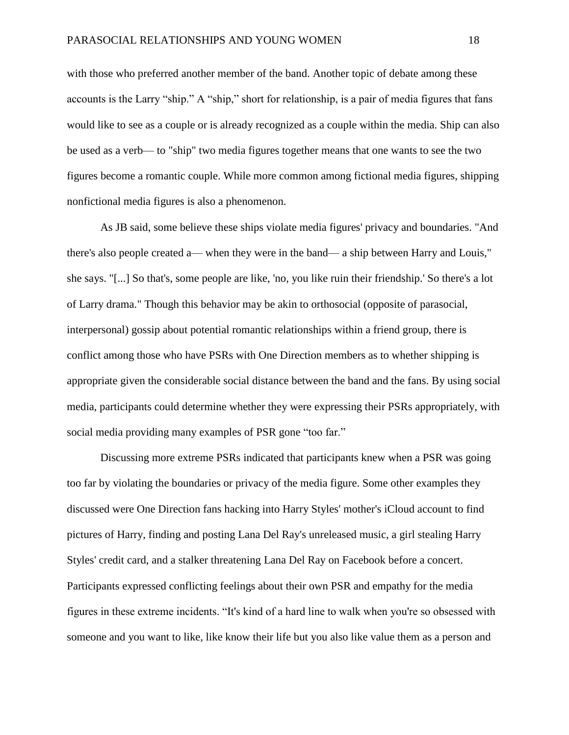with those who preferred another member of the band. Another topic of debate among these accounts is the Larry "ship." A "ship," short for relationship, is a pair of media figures that fans would like to see as a couple or is already recognized as a couple within the media. Ship can also be used as a verb— to "ship" two media figures together means that one wants to see the two figures become a romantic couple. While more common among fictional media figures, shipping nonfictional media figures is also a phenomenon.

As JB said, some believe these ships violate media figures' privacy and boundaries. "And there's also people created a— when they were in the band— a ship between Harry and Louis," she says. "[...] So that's, some people are like, 'no, you like ruin their friendship.' So there's a lot of Larry drama." Though this behavior may be akin to orthosocial (opposite of parasocial, interpersonal) gossip about potential romantic relationships within a friend group, there is conflict among those who have PSRs with One Direction members as to whether shipping is appropriate given the considerable social distance between the band and the fans. By using social media, participants could determine whether they were expressing their PSRs appropriately, with social media providing many examples of PSR gone "too far."

Discussing more extreme PSRs indicated that participants knew when a PSR was going too far by violating the boundaries or privacy of the media figure. Some other examples they discussed were One Direction fans hacking into Harry Styles' mother's iCloud account to find pictures of Harry, finding and posting Lana Del Ray's unreleased music, a girl stealing Harry Styles' credit card, and a stalker threatening Lana Del Ray on Facebook before a concert. Participants expressed conflicting feelings about their own PSR and empathy for the media figures in these extreme incidents. "It's kind of a hard line to walk when you're so obsessed with someone and you want to like, like know their life but you also like value them as a person and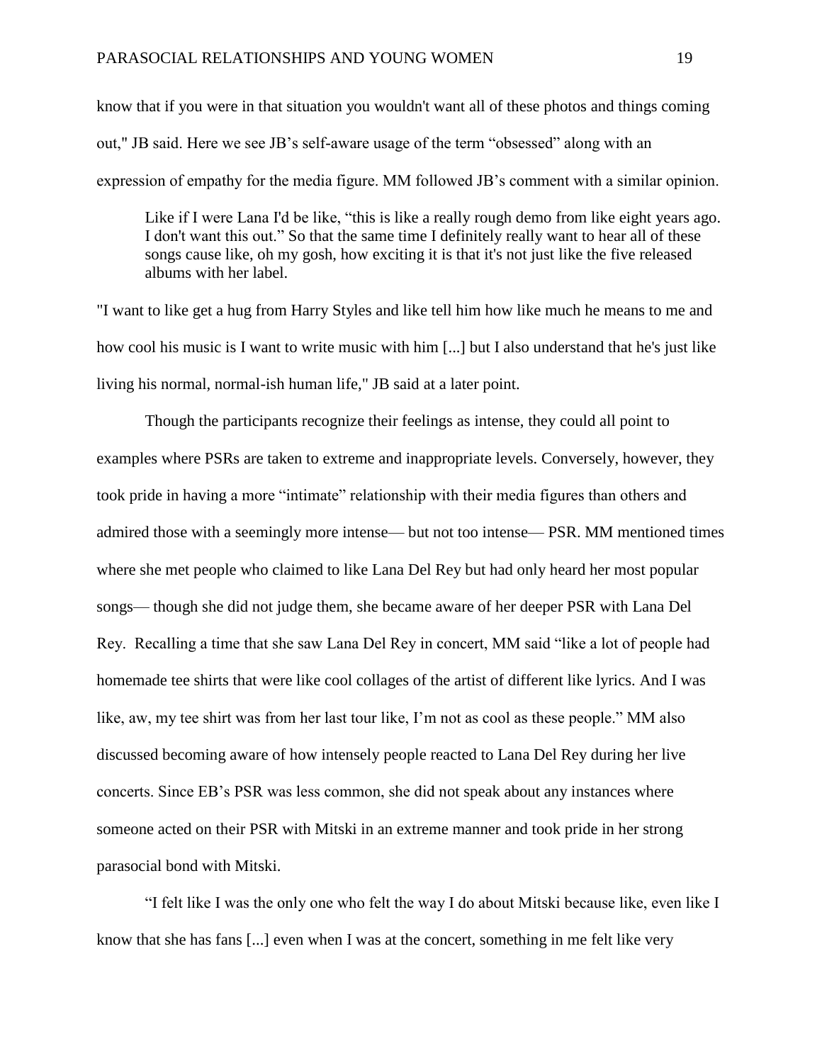know that if you were in that situation you wouldn't want all of these photos and things coming out," JB said. Here we see JB's self-aware usage of the term "obsessed" along with an expression of empathy for the media figure. MM followed JB's comment with a similar opinion.

> Like if I were Lana I'd be like, "this is like a really rough demo from like eight years ago. I don't want this out." So that the same time I definitely really want to hear all of these songs cause like, oh my gosh, how exciting it is that it's not just like the five released albums with her label.

"I want to like get a hug from Harry Styles and like tell him how like much he means to me and how cool his music is I want to write music with him [...] but I also understand that he's just like living his normal, normal-ish human life," JB said at a later point.

Though the participants recognize their feelings as intense, they could all point to examples where PSRs are taken to extreme and inappropriate levels. Conversely, however, they took pride in having a more "intimate" relationship with their media figures than others and admired those with a seemingly more intense— but not too intense— PSR. MM mentioned times where she met people who claimed to like Lana Del Rey but had only heard her most popular songs— though she did not judge them, she became aware of her deeper PSR with Lana Del Rey. Recalling a time that she saw Lana Del Rey in concert, MM said "like a lot of people had homemade tee shirts that were like cool collages of the artist of different like lyrics. And I was like, aw, my tee shirt was from her last tour like, I'm not as cool as these people." MM also discussed becoming aware of how intensely people reacted to Lana Del Rey during her live concerts. Since EB's PSR was less common, she did not speak about any instances where someone acted on their PSR with Mitski in an extreme manner and took pride in her strong parasocial bond with Mitski.

"I felt like I was the only one who felt the way I do about Mitski because like, even like I know that she has fans [...] even when I was at the concert, something in me felt like very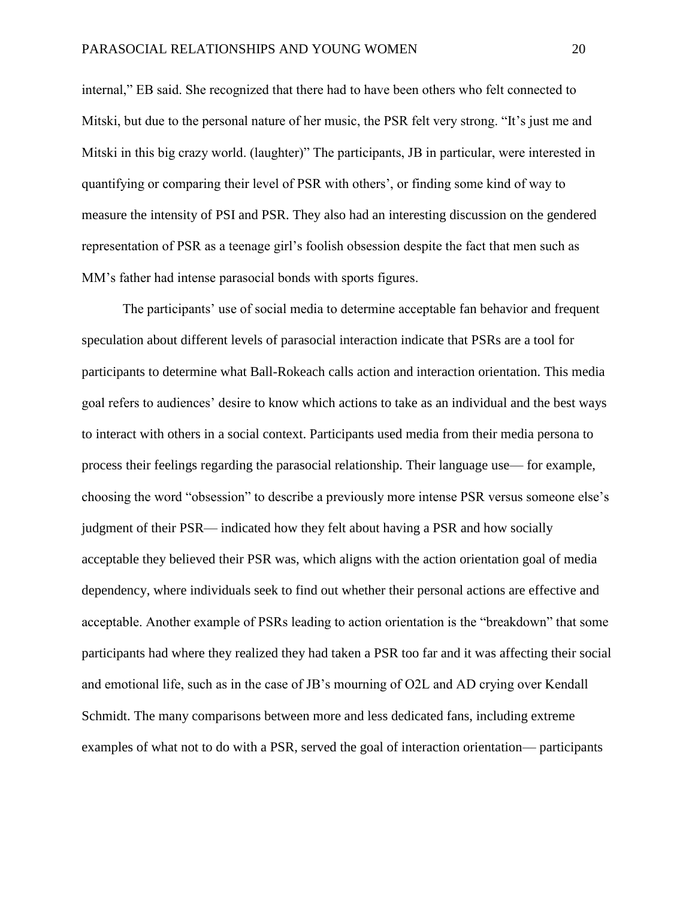internal," EB said. She recognized that there had to have been others who felt connected to Mitski, but due to the personal nature of her music, the PSR felt very strong. "It's just me and Mitski in this big crazy world. (laughter)" The participants, JB in particular, were interested in quantifying or comparing their level of PSR with others', or finding some kind of way to measure the intensity of PSI and PSR. They also had an interesting discussion on the gendered representation of PSR as a teenage girl's foolish obsession despite the fact that men such as MM's father had intense parasocial bonds with sports figures.

The participants' use of social media to determine acceptable fan behavior and frequent speculation about different levels of parasocial interaction indicate that PSRs are a tool for participants to determine what Ball-Rokeach calls action and interaction orientation. This media goal refers to audiences' desire to know which actions to take as an individual and the best ways to interact with others in a social context. Participants used media from their media persona to process their feelings regarding the parasocial relationship. Their language use— for example, choosing the word "obsession" to describe a previously more intense PSR versus someone else's judgment of their PSR— indicated how they felt about having a PSR and how socially acceptable they believed their PSR was, which aligns with the action orientation goal of media dependency, where individuals seek to find out whether their personal actions are effective and acceptable. Another example of PSRs leading to action orientation is the "breakdown" that some participants had where they realized they had taken a PSR too far and it was affecting their social and emotional life, such as in the case of JB's mourning of O2L and AD crying over Kendall Schmidt. The many comparisons between more and less dedicated fans, including extreme examples of what not to do with a PSR, served the goal of interaction orientation— participants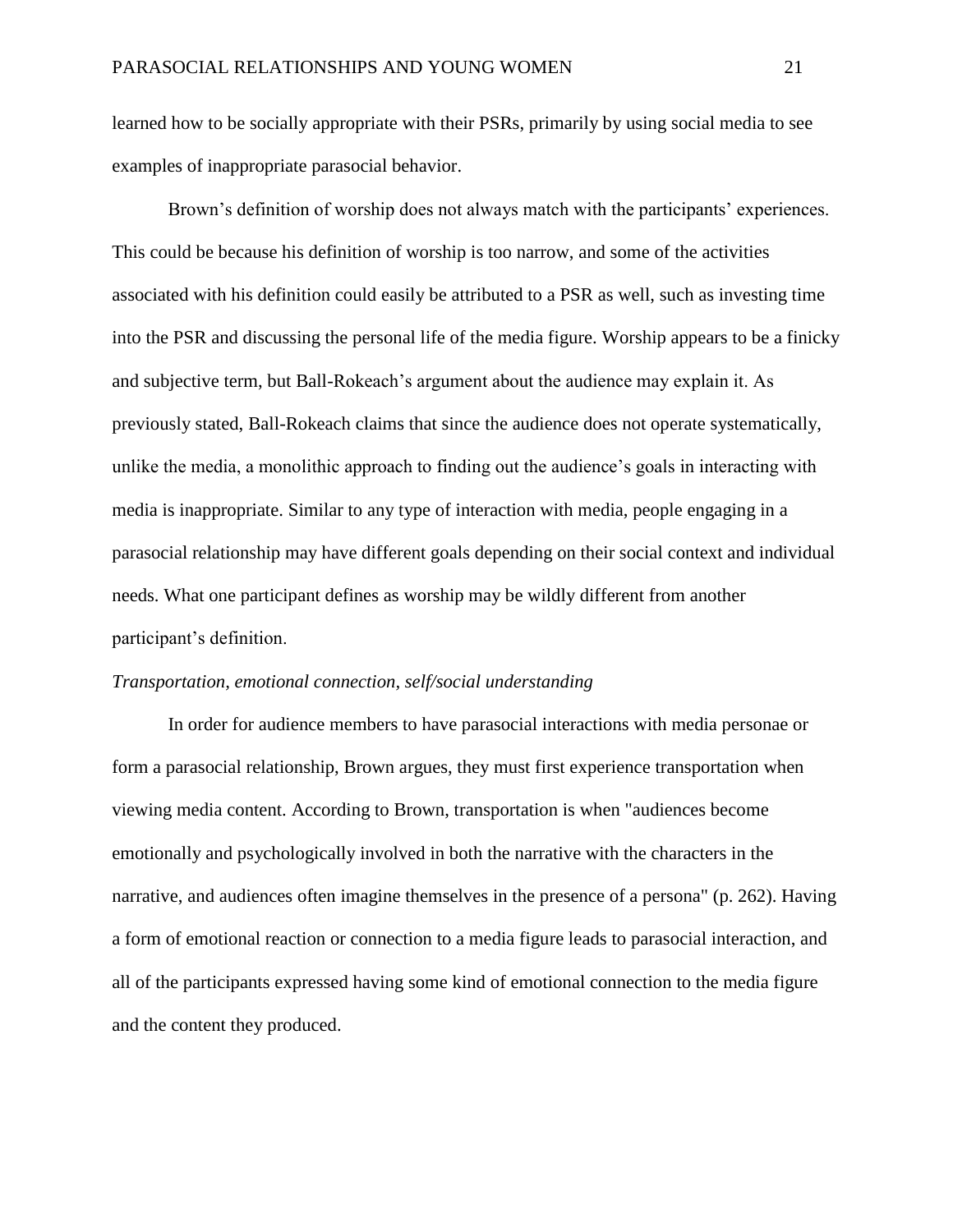learned how to be socially appropriate with their PSRs, primarily by using social media to see examples of inappropriate parasocial behavior.

Brown's definition of worship does not always match with the participants' experiences. This could be because his definition of worship is too narrow, and some of the activities associated with his definition could easily be attributed to a PSR as well, such as investing time into the PSR and discussing the personal life of the media figure. Worship appears to be a finicky and subjective term, but Ball-Rokeach's argument about the audience may explain it. As previously stated, Ball-Rokeach claims that since the audience does not operate systematically, unlike the media, a monolithic approach to finding out the audience's goals in interacting with media is inappropriate. Similar to any type of interaction with media, people engaging in a parasocial relationship may have different goals depending on their social context and individual needs. What one participant defines as worship may be wildly different from another participant's definition.

*Transportation, emotional connection, self/social understanding*

In order for audience members to have parasocial interactions with media personae or form a parasocial relationship, Brown argues, they must first experience transportation when viewing media content. According to Brown, transportation is when "audiences become emotionally and psychologically involved in both the narrative with the characters in the narrative, and audiences often imagine themselves in the presence of a persona" (p. 262). Having a form of emotional reaction or connection to a media figure leads to parasocial interaction, and all of the participants expressed having some kind of emotional connection to the media figure and the content they produced.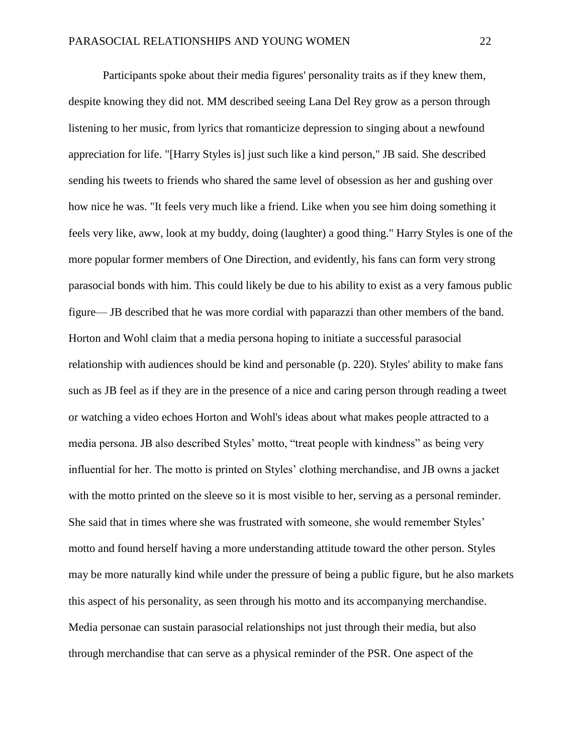Participants spoke about their media figures' personality traits as if they knew them, despite knowing they did not. MM described seeing Lana Del Rey grow as a person through listening to her music, from lyrics that romanticize depression to singing about a newfound appreciation for life. "[Harry Styles is] just such like a kind person," JB said. She described sending his tweets to friends who shared the same level of obsession as her and gushing over how nice he was. "It feels very much like a friend. Like when you see him doing something it feels very like, aww, look at my buddy, doing (laughter) a good thing." Harry Styles is one of the more popular former members of One Direction, and evidently, his fans can form very strong parasocial bonds with him. This could likely be due to his ability to exist as a very famous public figure— JB described that he was more cordial with paparazzi than other members of the band. Horton and Wohl claim that a media persona hoping to initiate a successful parasocial relationship with audiences should be kind and personable (p. 220). Styles' ability to make fans such as JB feel as if they are in the presence of a nice and caring person through reading a tweet or watching a video echoes Horton and Wohl's ideas about what makes people attracted to a media persona. JB also described Styles' motto, "treat people with kindness" as being very influential for her. The motto is printed on Styles' clothing merchandise, and JB owns a jacket with the motto printed on the sleeve so it is most visible to her, serving as a personal reminder. She said that in times where she was frustrated with someone, she would remember Styles' motto and found herself having a more understanding attitude toward the other person. Styles may be more naturally kind while under the pressure of being a public figure, but he also markets this aspect of his personality, as seen through his motto and its accompanying merchandise. Media personae can sustain parasocial relationships not just through their media, but also through merchandise that can serve as a physical reminder of the PSR. One aspect of the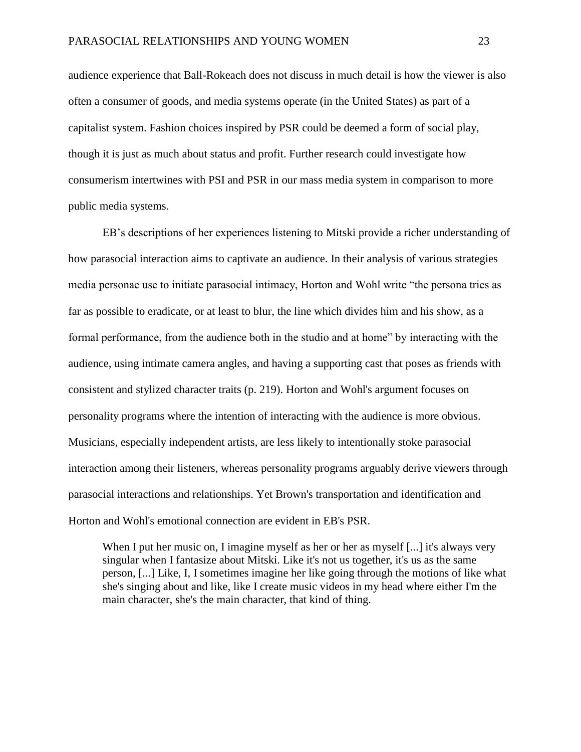audience experience that Ball-Rokeach does not discuss in much detail is how the viewer is also often a consumer of goods, and media systems operate (in the United States) as part of a capitalist system. Fashion choices inspired by PSR could be deemed a form of social play, though it is just as much about status and profit. Further research could investigate how consumerism intertwines with PSI and PSR in our mass media system in comparison to more public media systems.

EB's descriptions of her experiences listening to Mitski provide a richer understanding of how parasocial interaction aims to captivate an audience. In their analysis of various strategies media personae use to initiate parasocial intimacy, Horton and Wohl write "the persona tries as far as possible to eradicate, or at least to blur, the line which divides him and his show, as a formal performance, from the audience both in the studio and at home" by interacting with the audience, using intimate camera angles, and having a supporting cast that poses as friends with consistent and stylized character traits (p. 219). Horton and Wohl's argument focuses on personality programs where the intention of interacting with the audience is more obvious. Musicians, especially independent artists, are less likely to intentionally stoke parasocial interaction among their listeners, whereas personality programs arguably derive viewers through parasocial interactions and relationships. Yet Brown's transportation and identification and Horton and Wohl's emotional connection are evident in EB's PSR.

> When I put her music on, I imagine myself as her or her as myself [...] it's always very singular when I fantasize about Mitski. Like it's not us together, it's us as the same person, [...] Like, I, I sometimes imagine her like going through the motions of like what she's singing about and like, like I create music videos in my head where either I'm the main character, she's the main character, that kind of thing.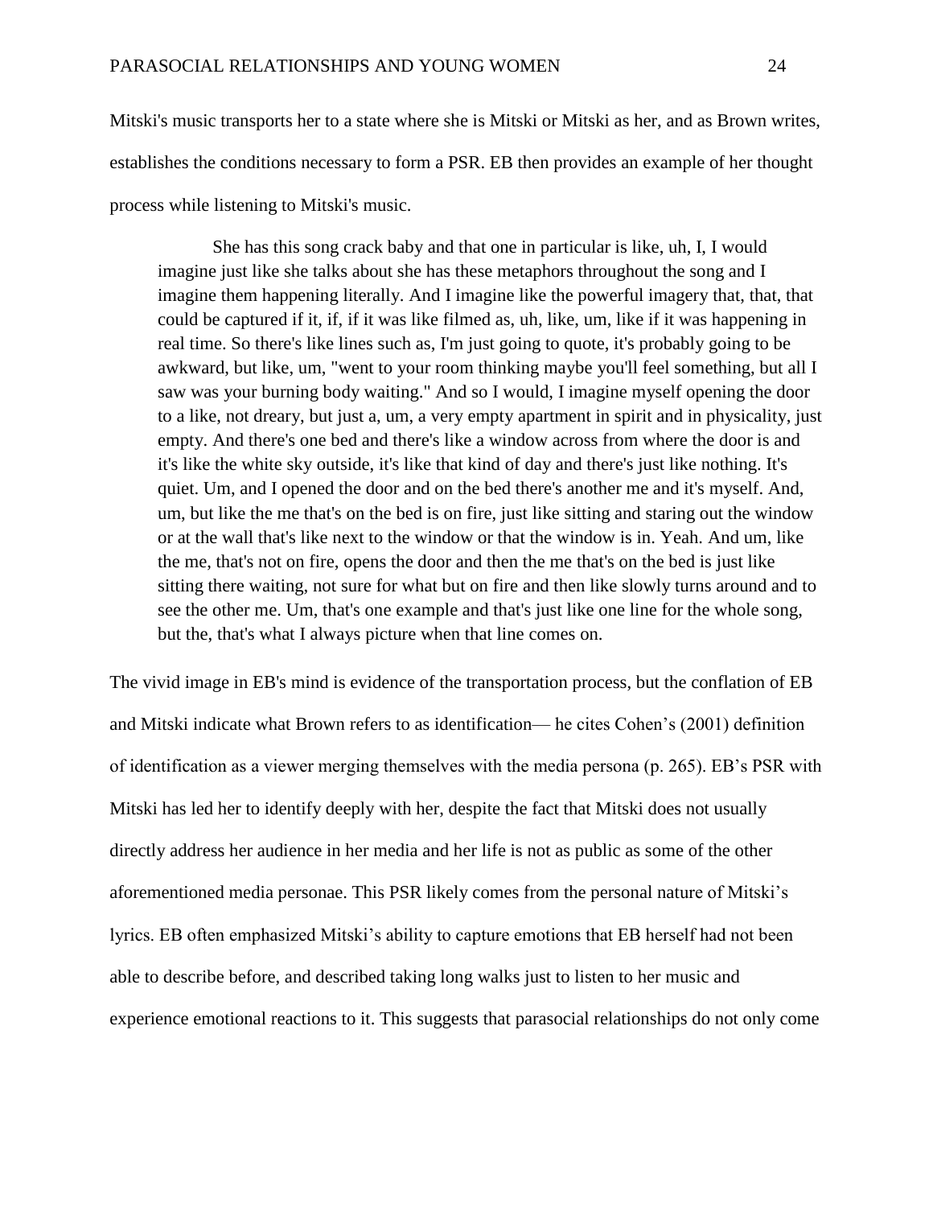Mitski's music transports her to a state where she is Mitski or Mitski as her, and as Brown writes, establishes the conditions necessary to form a PSR. EB then provides an example of her thought process while listening to Mitski's music.

> She has this song crack baby and that one in particular is like, uh, I, I would imagine just like she talks about she has these metaphors throughout the song and I imagine them happening literally. And I imagine like the powerful imagery that, that, that could be captured if it, if, if it was like filmed as, uh, like, um, like if it was happening in real time. So there's like lines such as, I'm just going to quote, it's probably going to be awkward, but like, um, "went to your room thinking maybe you'll feel something, but all I saw was your burning body waiting." And so I would, I imagine myself opening the door to a like, not dreary, but just a, um, a very empty apartment in spirit and in physicality, just empty. And there's one bed and there's like a window across from where the door is and it's like the white sky outside, it's like that kind of day and there's just like nothing. It's quiet. Um, and I opened the door and on the bed there's another me and it's myself. And, um, but like the me that's on the bed is on fire, just like sitting and staring out the window or at the wall that's like next to the window or that the window is in. Yeah. And um, like the me, that's not on fire, opens the door and then the me that's on the bed is just like sitting there waiting, not sure for what but on fire and then like slowly turns around and to see the other me. Um, that's one example and that's just like one line for the whole song, but the, that's what I always picture when that line comes on.

The vivid image in EB's mind is evidence of the transportation process, but the conflation of EB and Mitski indicate what Brown refers to as identification— he cites Cohen's (2001) definition of identification as a viewer merging themselves with the media persona (p. 265). EB's PSR with Mitski has led her to identify deeply with her, despite the fact that Mitski does not usually directly address her audience in her media and her life is not as public as some of the other aforementioned media personae. This PSR likely comes from the personal nature of Mitski's lyrics. EB often emphasized Mitski's ability to capture emotions that EB herself had not been able to describe before, and described taking long walks just to listen to her music and experience emotional reactions to it. This suggests that parasocial relationships do not only come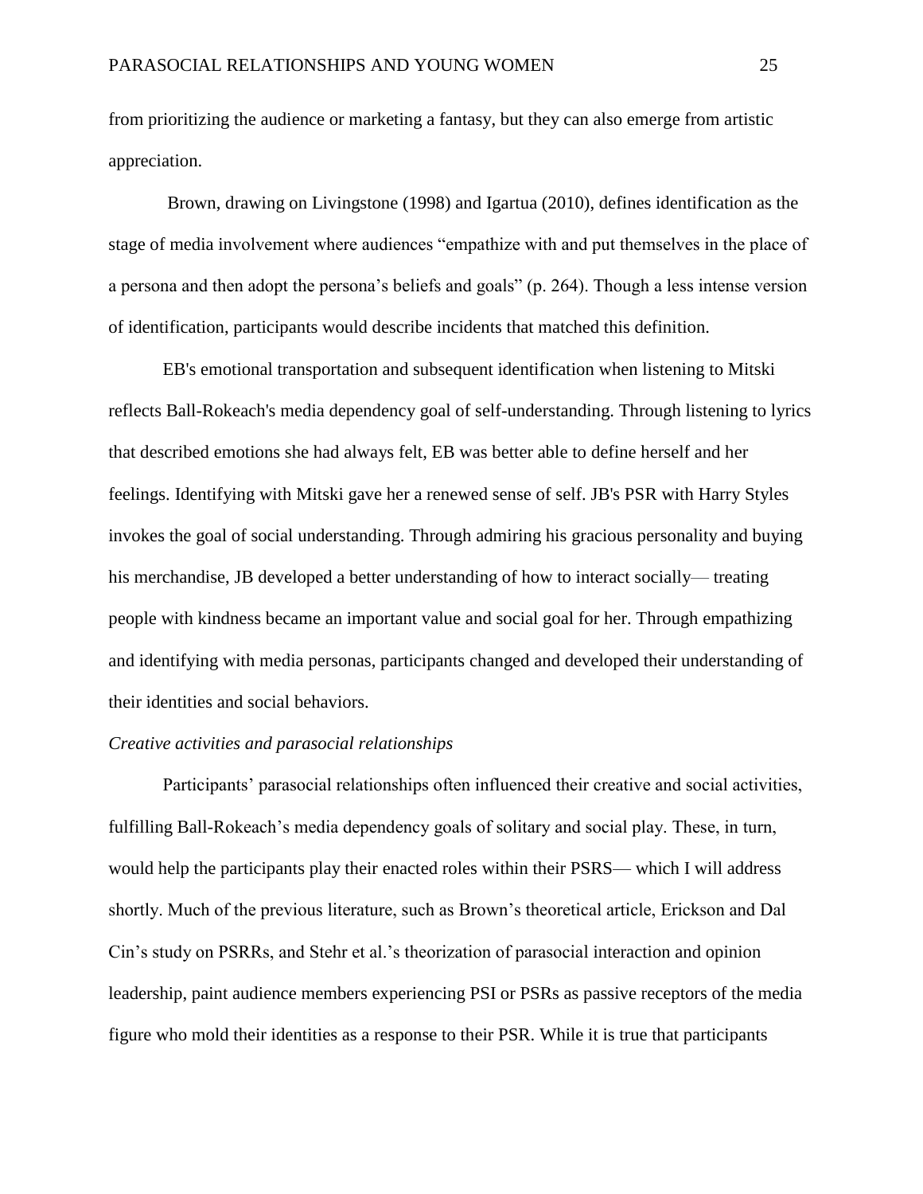from prioritizing the audience or marketing a fantasy, but they can also emerge from artistic appreciation.

Brown, drawing on Livingstone (1998) and Igartua (2010), defines identification as the stage of media involvement where audiences "empathize with and put themselves in the place of a persona and then adopt the persona's beliefs and goals" (p. 264). Though a less intense version of identification, participants would describe incidents that matched this definition.

EB's emotional transportation and subsequent identification when listening to Mitski reflects Ball-Rokeach's media dependency goal of self-understanding. Through listening to lyrics that described emotions she had always felt, EB was better able to define herself and her feelings. Identifying with Mitski gave her a renewed sense of self. JB's PSR with Harry Styles invokes the goal of social understanding. Through admiring his gracious personality and buying his merchandise, JB developed a better understanding of how to interact socially— treating people with kindness became an important value and social goal for her. Through empathizing and identifying with media personas, participants changed and developed their understanding of their identities and social behaviors.

*Creative activities and parasocial relationships*

Participants' parasocial relationships often influenced their creative and social activities, fulfilling Ball-Rokeach's media dependency goals of solitary and social play. These, in turn, would help the participants play their enacted roles within their PSRS— which I will address shortly. Much of the previous literature, such as Brown's theoretical article, Erickson and Dal Cin's study on PSRRs, and Stehr et al.'s theorization of parasocial interaction and opinion leadership, paint audience members experiencing PSI or PSRs as passive receptors of the media figure who mold their identities as a response to their PSR. While it is true that participants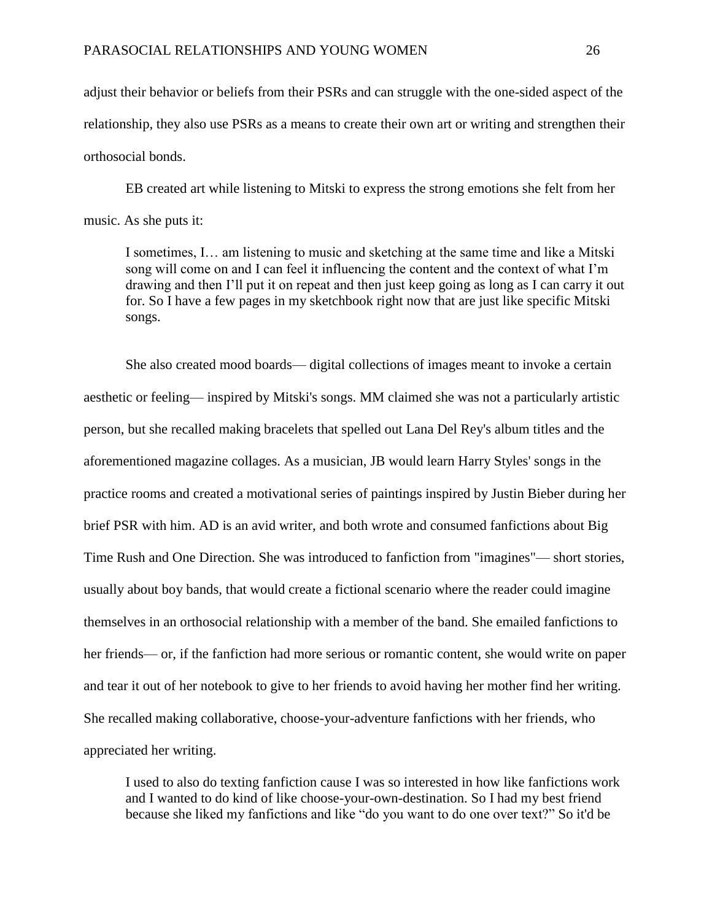adjust their behavior or beliefs from their PSRs and can struggle with the one-sided aspect of the relationship, they also use PSRs as a means to create their own art or writing and strengthen their orthosocial bonds.

EB created art while listening to Mitski to express the strong emotions she felt from her music. As she puts it:

> I sometimes, I… am listening to music and sketching at the same time and like a Mitski song will come on and I can feel it influencing the content and the context of what I'm drawing and then I'll put it on repeat and then just keep going as long as I can carry it out for. So I have a few pages in my sketchbook right now that are just like specific Mitski songs.

She also created mood boards— digital collections of images meant to invoke a certain aesthetic or feeling— inspired by Mitski's songs. MM claimed she was not a particularly artistic person, but she recalled making bracelets that spelled out Lana Del Rey's album titles and the aforementioned magazine collages. As a musician, JB would learn Harry Styles' songs in the practice rooms and created a motivational series of paintings inspired by Justin Bieber during her brief PSR with him. AD is an avid writer, and both wrote and consumed fanfictions about Big Time Rush and One Direction. She was introduced to fanfiction from "imagines"— short stories, usually about boy bands, that would create a fictional scenario where the reader could imagine themselves in an orthosocial relationship with a member of the band. She emailed fanfictions to her friends— or, if the fanfiction had more serious or romantic content, she would write on paper and tear it out of her notebook to give to her friends to avoid having her mother find her writing. She recalled making collaborative, choose-your-adventure fanfictions with her friends, who appreciated her writing.

> I used to also do texting fanfiction cause I was so interested in how like fanfictions work and I wanted to do kind of like choose-your-own-destination. So I had my best friend because she liked my fanfictions and like "do you want to do one over text?" So it'd be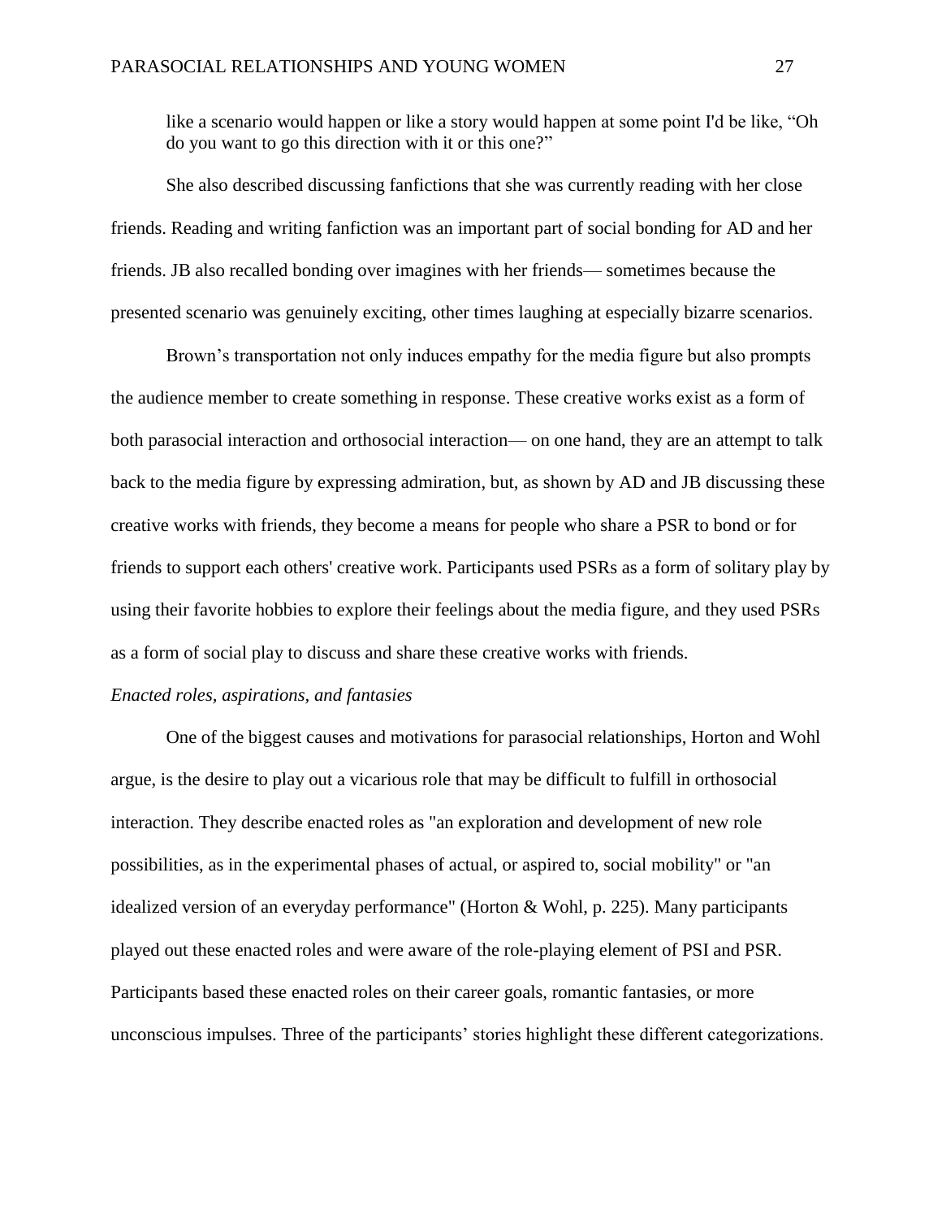> like a scenario would happen or like a story would happen at some point I'd be like, "Oh do you want to go this direction with it or this one?"

She also described discussing fanfictions that she was currently reading with her close friends. Reading and writing fanfiction was an important part of social bonding for AD and her friends. JB also recalled bonding over imagines with her friends— sometimes because the presented scenario was genuinely exciting, other times laughing at especially bizarre scenarios.

Brown's transportation not only induces empathy for the media figure but also prompts the audience member to create something in response. These creative works exist as a form of both parasocial interaction and orthosocial interaction— on one hand, they are an attempt to talk back to the media figure by expressing admiration, but, as shown by AD and JB discussing these creative works with friends, they become a means for people who share a PSR to bond or for friends to support each others' creative work. Participants used PSRs as a form of solitary play by using their favorite hobbies to explore their feelings about the media figure, and they used PSRs as a form of social play to discuss and share these creative works with friends.

*Enacted roles, aspirations, and fantasies*

One of the biggest causes and motivations for parasocial relationships, Horton and Wohl argue, is the desire to play out a vicarious role that may be difficult to fulfill in orthosocial interaction. They describe enacted roles as "an exploration and development of new role possibilities, as in the experimental phases of actual, or aspired to, social mobility" or "an idealized version of an everyday performance" (Horton & Wohl, p. 225). Many participants played out these enacted roles and were aware of the role-playing element of PSI and PSR. Participants based these enacted roles on their career goals, romantic fantasies, or more unconscious impulses. Three of the participants' stories highlight these different categorizations.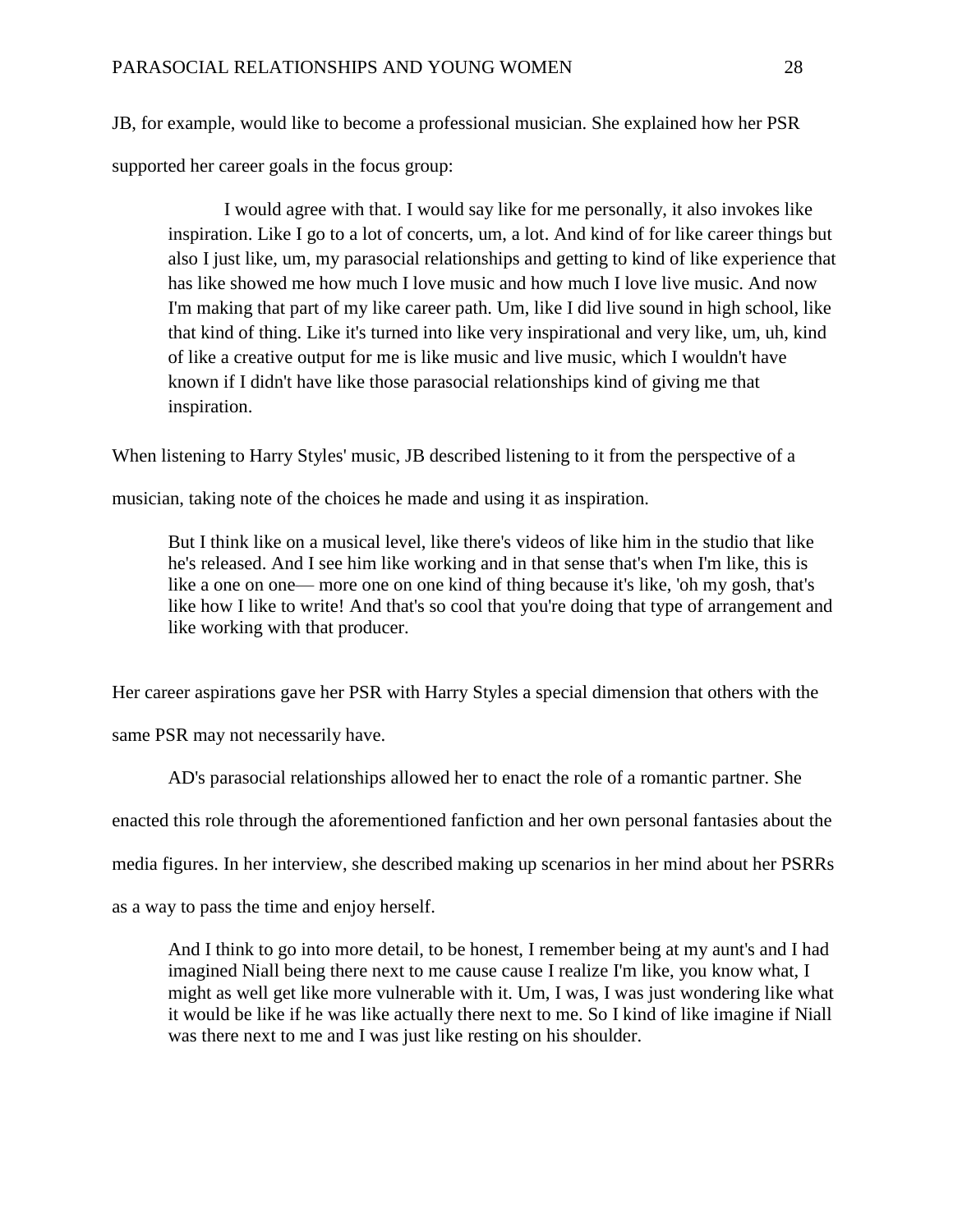JB, for example, would like to become a professional musician. She explained how her PSR supported her career goals in the focus group:

> I would agree with that. I would say like for me personally, it also invokes like inspiration. Like I go to a lot of concerts, um, a lot. And kind of for like career things but also I just like, um, my parasocial relationships and getting to kind of like experience that has like showed me how much I love music and how much I love live music. And now I'm making that part of my like career path. Um, like I did live sound in high school, like that kind of thing. Like it's turned into like very inspirational and very like, um, uh, kind of like a creative output for me is like music and live music, which I wouldn't have known if I didn't have like those parasocial relationships kind of giving me that inspiration.

When listening to Harry Styles' music, JB described listening to it from the perspective of a musician, taking note of the choices he made and using it as inspiration.

> But I think like on a musical level, like there's videos of like him in the studio that like he's released. And I see him like working and in that sense that's when I'm like, this is like a one on one— more one on one kind of thing because it's like, 'oh my gosh, that's like how I like to write! And that's so cool that you're doing that type of arrangement and like working with that producer.

Her career aspirations gave her PSR with Harry Styles a special dimension that others with the same PSR may not necessarily have.

AD's parasocial relationships allowed her to enact the role of a romantic partner. She enacted this role through the aforementioned fanfiction and her own personal fantasies about the media figures. In her interview, she described making up scenarios in her mind about her PSRRs as a way to pass the time and enjoy herself.

> And I think to go into more detail, to be honest, I remember being at my aunt's and I had imagined Niall being there next to me cause cause I realize I'm like, you know what, I might as well get like more vulnerable with it. Um, I was, I was just wondering like what it would be like if he was like actually there next to me. So I kind of like imagine if Niall was there next to me and I was just like resting on his shoulder.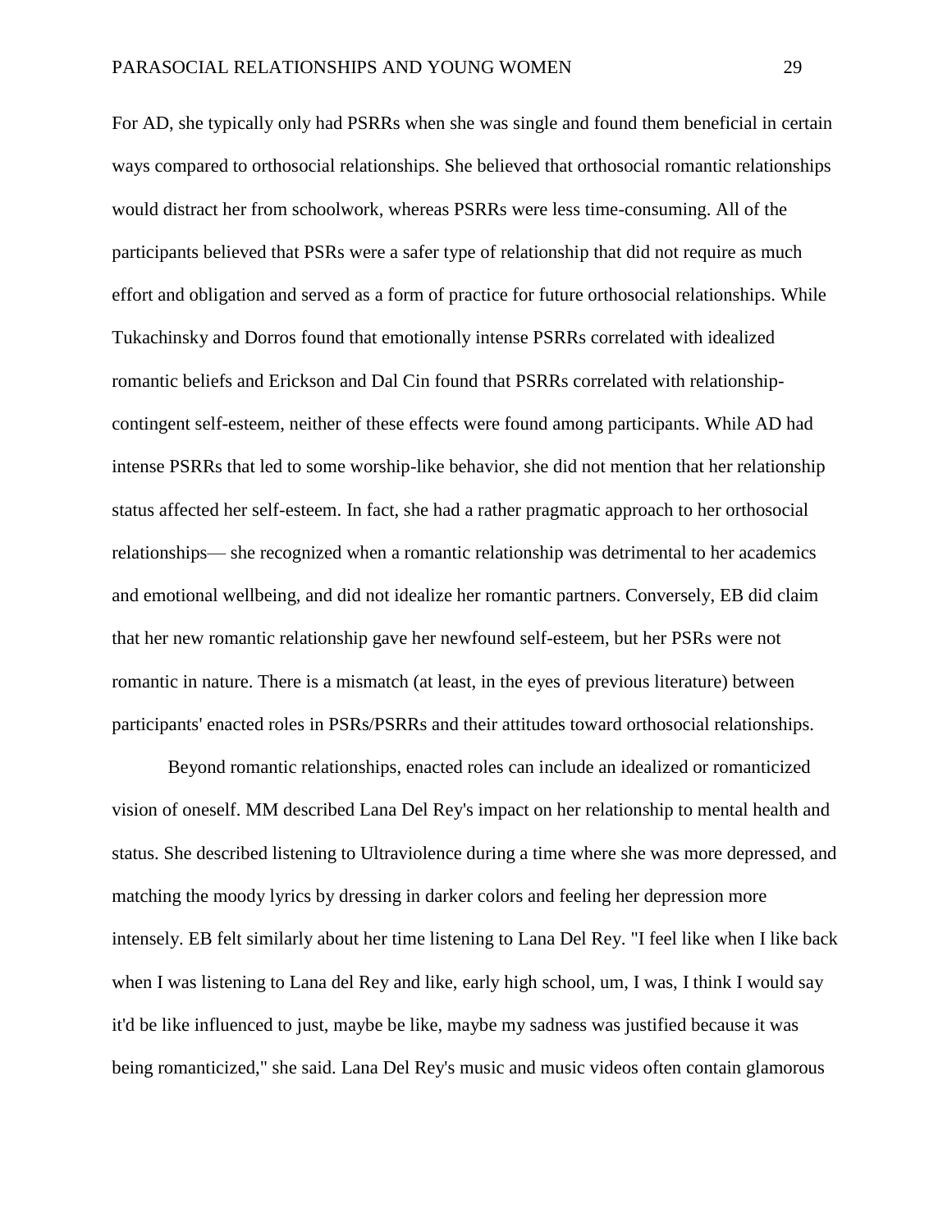For AD, she typically only had PSRRs when she was single and found them beneficial in certain ways compared to orthosocial relationships. She believed that orthosocial romantic relationships would distract her from schoolwork, whereas PSRRs were less time-consuming. All of the participants believed that PSRs were a safer type of relationship that did not require as much effort and obligation and served as a form of practice for future orthosocial relationships. While Tukachinsky and Dorros found that emotionally intense PSRRs correlated with idealized romantic beliefs and Erickson and Dal Cin found that PSRRs correlated with relationship-contingent self-esteem, neither of these effects were found among participants. While AD had intense PSRRs that led to some worship-like behavior, she did not mention that her relationship status affected her self-esteem. In fact, she had a rather pragmatic approach to her orthosocial relationships— she recognized when a romantic relationship was detrimental to her academics and emotional wellbeing, and did not idealize her romantic partners. Conversely, EB did claim that her new romantic relationship gave her newfound self-esteem, but her PSRs were not romantic in nature. There is a mismatch (at least, in the eyes of previous literature) between participants' enacted roles in PSRs/PSRRs and their attitudes toward orthosocial relationships.

Beyond romantic relationships, enacted roles can include an idealized or romanticized vision of oneself. MM described Lana Del Rey's impact on her relationship to mental health and status. She described listening to Ultraviolence during a time where she was more depressed, and matching the moody lyrics by dressing in darker colors and feeling her depression more intensely. EB felt similarly about her time listening to Lana Del Rey. "I feel like when I like back when I was listening to Lana del Rey and like, early high school, um, I was, I think I would say it'd be like influenced to just, maybe be like, maybe my sadness was justified because it was being romanticized," she said. Lana Del Rey's music and music videos often contain glamorous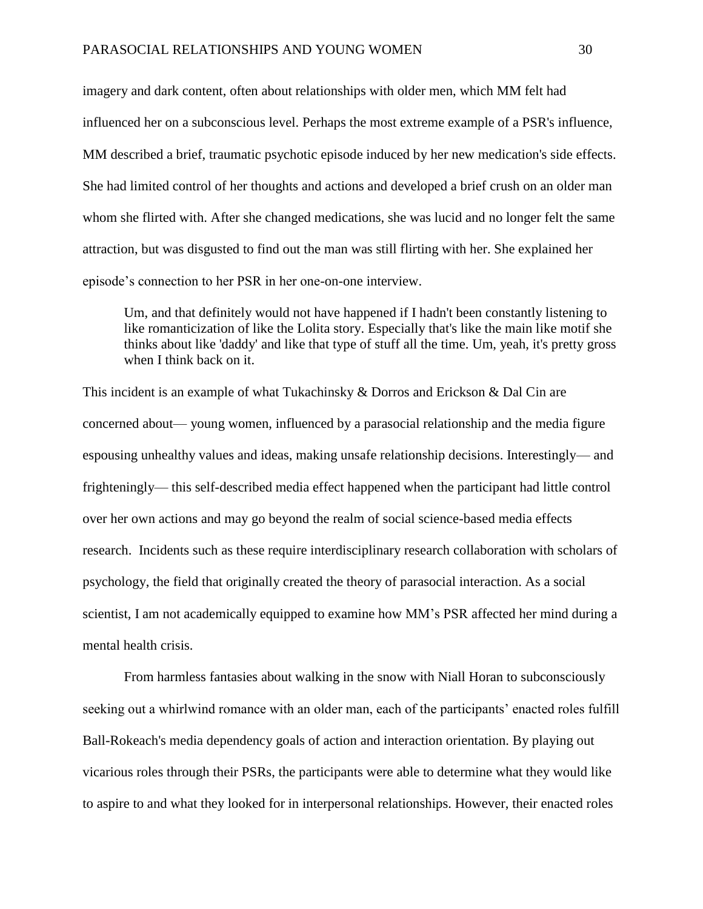imagery and dark content, often about relationships with older men, which MM felt had influenced her on a subconscious level. Perhaps the most extreme example of a PSR's influence, MM described a brief, traumatic psychotic episode induced by her new medication's side effects. She had limited control of her thoughts and actions and developed a brief crush on an older man whom she flirted with. After she changed medications, she was lucid and no longer felt the same attraction, but was disgusted to find out the man was still flirting with her. She explained her episode's connection to her PSR in her one-on-one interview.

> Um, and that definitely would not have happened if I hadn't been constantly listening to like romanticization of like the Lolita story. Especially that's like the main like motif she thinks about like 'daddy' and like that type of stuff all the time. Um, yeah, it's pretty gross when I think back on it.

This incident is an example of what Tukachinsky & Dorros and Erickson & Dal Cin are concerned about— young women, influenced by a parasocial relationship and the media figure espousing unhealthy values and ideas, making unsafe relationship decisions. Interestingly— and frighteningly— this self-described media effect happened when the participant had little control over her own actions and may go beyond the realm of social science-based media effects research. Incidents such as these require interdisciplinary research collaboration with scholars of psychology, the field that originally created the theory of parasocial interaction. As a social scientist, I am not academically equipped to examine how MM's PSR affected her mind during a mental health crisis.

From harmless fantasies about walking in the snow with Niall Horan to subconsciously seeking out a whirlwind romance with an older man, each of the participants' enacted roles fulfill Ball-Rokeach's media dependency goals of action and interaction orientation. By playing out vicarious roles through their PSRs, the participants were able to determine what they would like to aspire to and what they looked for in interpersonal relationships. However, their enacted roles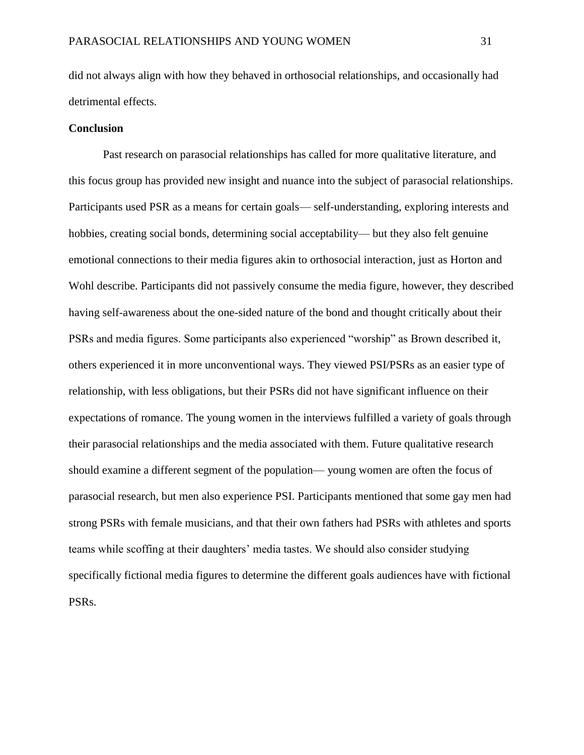did not always align with how they behaved in orthosocial relationships, and occasionally had detrimental effects.

**Conclusion**

Past research on parasocial relationships has called for more qualitative literature, and this focus group has provided new insight and nuance into the subject of parasocial relationships. Participants used PSR as a means for certain goals— self-understanding, exploring interests and hobbies, creating social bonds, determining social acceptability— but they also felt genuine emotional connections to their media figures akin to orthosocial interaction, just as Horton and Wohl describe. Participants did not passively consume the media figure, however, they described having self-awareness about the one-sided nature of the bond and thought critically about their PSRs and media figures. Some participants also experienced "worship" as Brown described it, others experienced it in more unconventional ways. They viewed PSI/PSRs as an easier type of relationship, with less obligations, but their PSRs did not have significant influence on their expectations of romance. The young women in the interviews fulfilled a variety of goals through their parasocial relationships and the media associated with them. Future qualitative research should examine a different segment of the population— young women are often the focus of parasocial research, but men also experience PSI. Participants mentioned that some gay men had strong PSRs with female musicians, and that their own fathers had PSRs with athletes and sports teams while scoffing at their daughters' media tastes. We should also consider studying specifically fictional media figures to determine the different goals audiences have with fictional PSRs.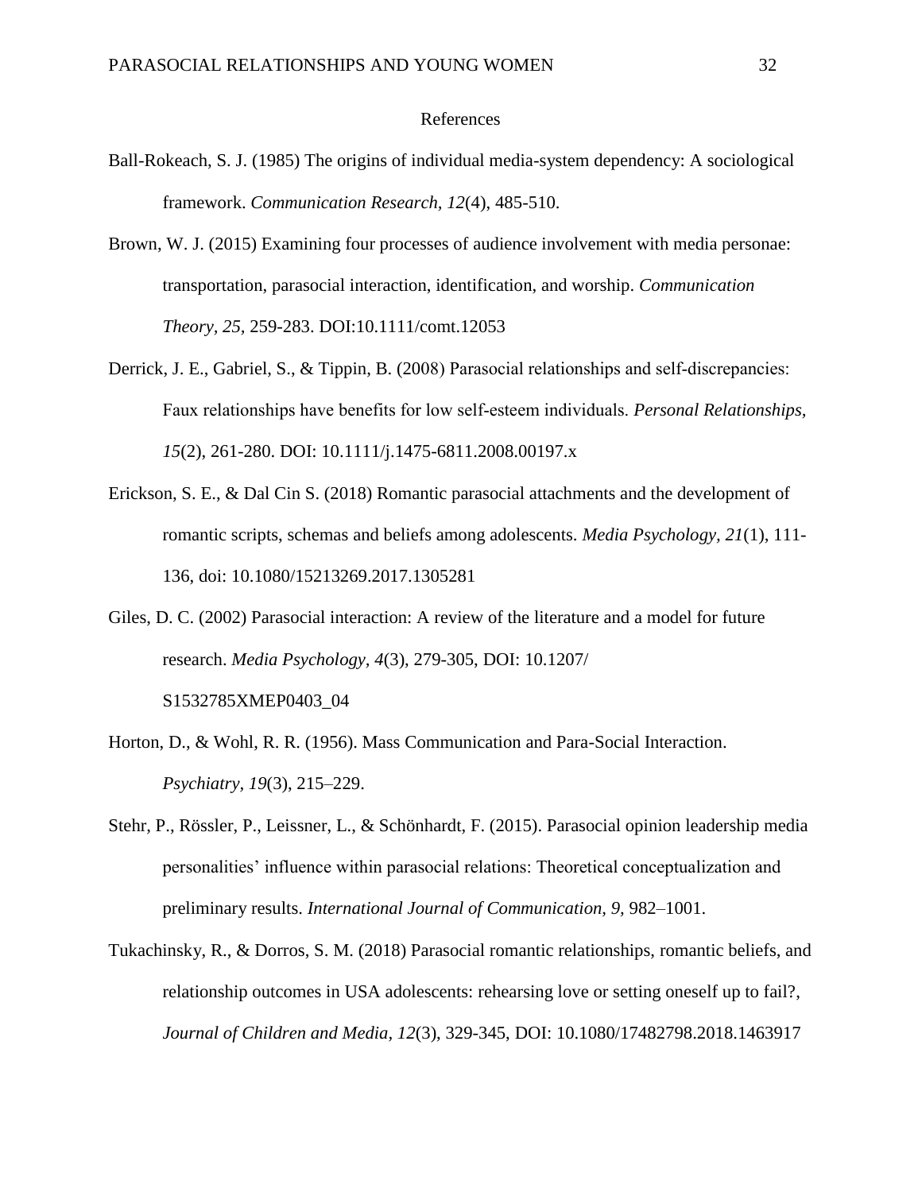# References

Ball-Rokeach, S. J. (1985) The origins of individual media-system dependency: A sociological framework. *Communication Research, 12*(4), 485-510.

Brown, W. J. (2015) Examining four processes of audience involvement with media personae: transportation, parasocial interaction, identification, and worship. *Communication Theory, 25,* 259-283. DOI:10.1111/comt.12053

Derrick, J. E., Gabriel, S., & Tippin, B. (2008) Parasocial relationships and self-discrepancies: Faux relationships have benefits for low self-esteem individuals. *Personal Relationships, 15*(2), 261-280. DOI: 10.1111/j.1475-6811.2008.00197.x

Erickson, S. E., & Dal Cin S. (2018) Romantic parasocial attachments and the development of romantic scripts, schemas and beliefs among adolescents. *Media Psychology, 21*(1), 111-136, doi: 10.1080/15213269.2017.1305281

Giles, D. C. (2002) Parasocial interaction: A review of the literature and a model for future research. *Media Psychology, 4*(3), 279-305, DOI: 10.1207/S1532785XMEP0403_04

Horton, D., & Wohl, R. R. (1956). Mass Communication and Para-Social Interaction. *Psychiatry, 19*(3), 215–229.

Stehr, P., Rössler, P., Leissner, L., & Schönhardt, F. (2015). Parasocial opinion leadership media personalities' influence within parasocial relations: Theoretical conceptualization and preliminary results. *International Journal of Communication, 9,* 982–1001.

Tukachinsky, R., & Dorros, S. M. (2018) Parasocial romantic relationships, romantic beliefs, and relationship outcomes in USA adolescents: rehearsing love or setting oneself up to fail?, *Journal of Children and Media, 12*(3), 329-345, DOI: 10.1080/17482798.2018.1463917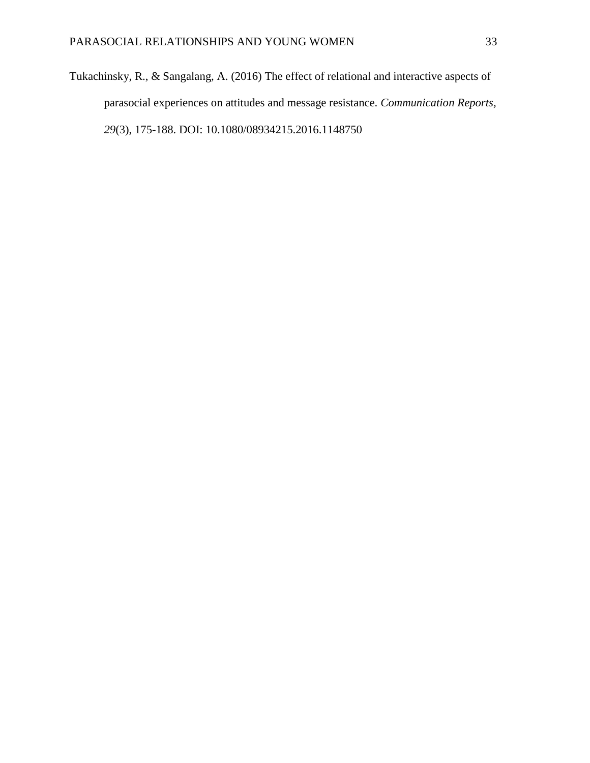Tukachinsky, R., & Sangalang, A. (2016) The effect of relational and interactive aspects of parasocial experiences on attitudes and message resistance. *Communication Reports, 29*(3), 175-188. DOI: 10.1080/08934215.2016.1148750